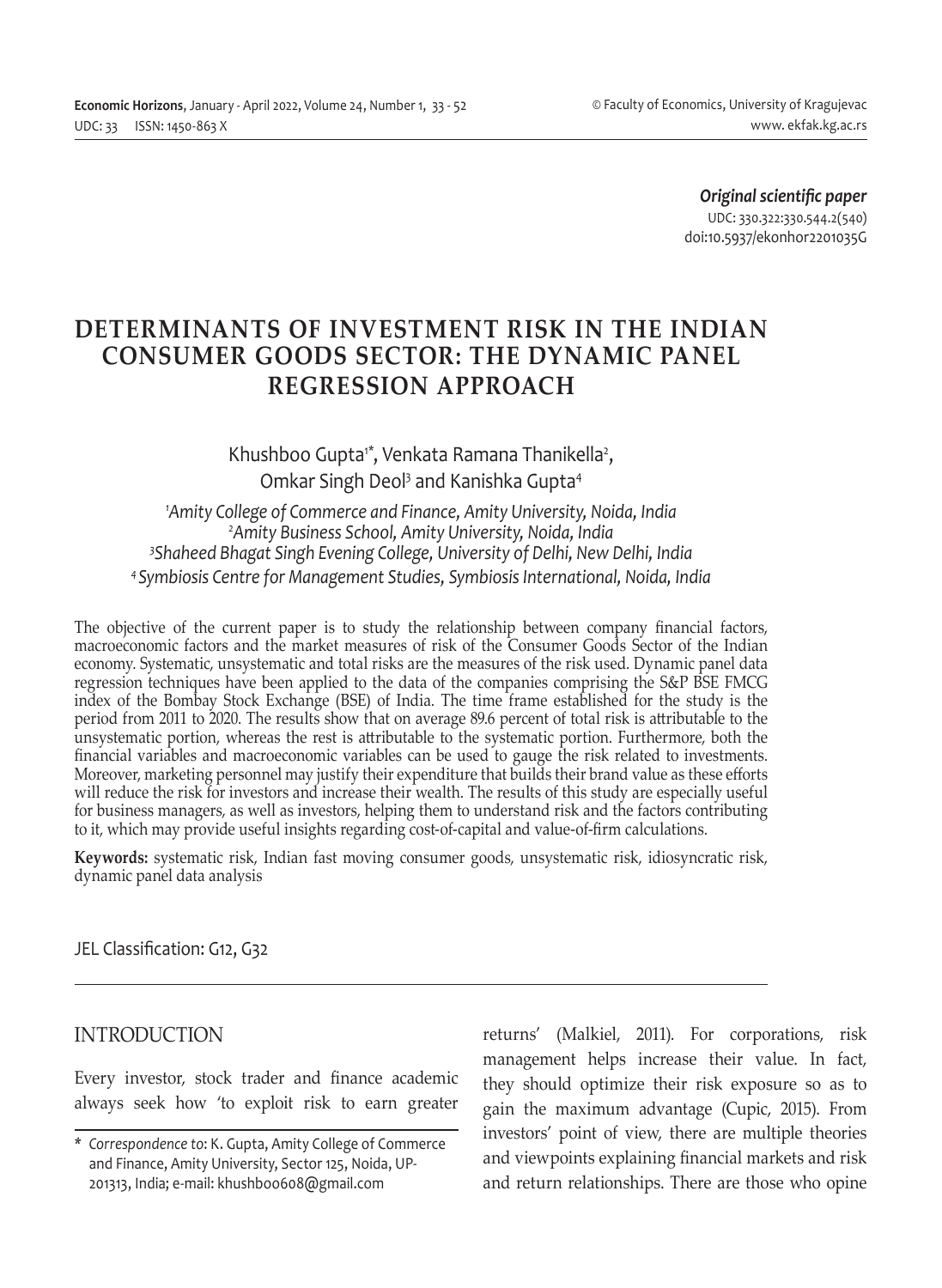*Original scientific paper*
UDC: 330.322:330.544.2(540)
doi:10.5937/ekonhor2201035G

# DETERMINANTS OF INVESTMENT RISK IN THE INDIAN CONSUMER GOODS SECTOR: THE DYNAMIC PANEL REGRESSION APPROACH

Khushboo Gupta[1]*, Venkata Ramana Thanikella[2], Omkar Singh Deol[3] and Kanishka Gupta[4]

[1] *Amity College of Commerce and Finance, Amity University, Noida, India*
[2] *Amity Business School, Amity University, Noida, India*
[3] *Shaheed Bhagat Singh Evening College, University of Delhi, New Delhi, India*
[4] *Symbiosis Centre for Management Studies, Symbiosis International, Noida, India*

The objective of the current paper is to study the relationship between company financial factors, macroeconomic factors and the market measures of risk of the Consumer Goods Sector of the Indian economy. Systematic, unsystematic and total risks are the measures of the risk used. Dynamic panel data regression techniques have been applied to the data of the companies comprising the S&P BSE FMCG index of the Bombay Stock Exchange (BSE) of India. The time frame established for the study is the period from 2011 to 2020. The results show that on average 89.6 percent of total risk is attributable to the unsystematic portion, whereas the rest is attributable to the systematic portion. Furthermore, both the financial variables and macroeconomic variables can be used to gauge the risk related to investments. Moreover, marketing personnel may justify their expenditure that builds their brand value as these efforts will reduce the risk for investors and increase their wealth. The results of this study are especially useful for business managers, as well as investors, helping them to understand risk and the factors contributing to it, which may provide useful insights regarding cost-of-capital and value-of-firm calculations.

**Keywords:** systematic risk, Indian fast moving consumer goods, unsystematic risk, idiosyncratic risk, dynamic panel data analysis

JEL Classification: G12, G32

## INTRODUCTION

Every investor, stock trader and finance academic always seek how 'to exploit risk to earn greater returns' (Malkiel, 2011). For corporations, risk management helps increase their value. In fact, they should optimize their risk exposure so as to gain the maximum advantage (Cupic, 2015). From investors' point of view, there are multiple theories and viewpoints explaining financial markets and risk and return relationships. There are those who opine

\* *Correspondence to*: K. Gupta, Amity College of Commerce and Finance, Amity University, Sector 125, Noida, UP-201313, India; e-mail: khushboo608@gmail.com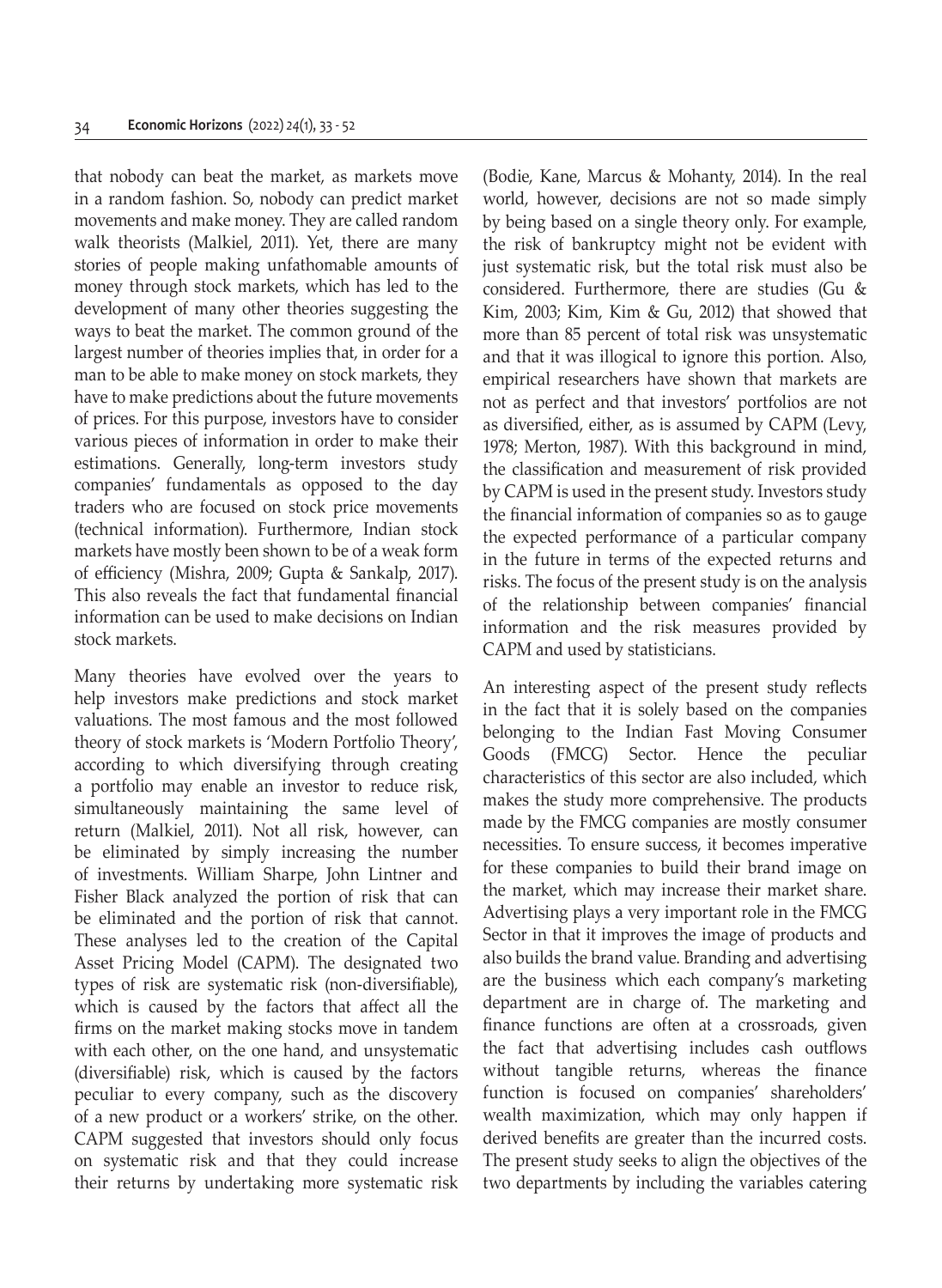that nobody can beat the market, as markets move in a random fashion. So, nobody can predict market movements and make money. They are called random walk theorists (Malkiel, 2011). Yet, there are many stories of people making unfathomable amounts of money through stock markets, which has led to the development of many other theories suggesting the ways to beat the market. The common ground of the largest number of theories implies that, in order for a man to be able to make money on stock markets, they have to make predictions about the future movements of prices. For this purpose, investors have to consider various pieces of information in order to make their estimations. Generally, long-term investors study companies' fundamentals as opposed to the day traders who are focused on stock price movements (technical information). Furthermore, Indian stock markets have mostly been shown to be of a weak form of efficiency (Mishra, 2009; Gupta & Sankalp, 2017). This also reveals the fact that fundamental financial information can be used to make decisions on Indian stock markets.

Many theories have evolved over the years to help investors make predictions and stock market valuations. The most famous and the most followed theory of stock markets is 'Modern Portfolio Theory', according to which diversifying through creating a portfolio may enable an investor to reduce risk, simultaneously maintaining the same level of return (Malkiel, 2011). Not all risk, however, can be eliminated by simply increasing the number of investments. William Sharpe, John Lintner and Fisher Black analyzed the portion of risk that can be eliminated and the portion of risk that cannot. These analyses led to the creation of the Capital Asset Pricing Model (CAPM). The designated two types of risk are systematic risk (non-diversifiable), which is caused by the factors that affect all the firms on the market making stocks move in tandem with each other, on the one hand, and unsystematic (diversifiable) risk, which is caused by the factors peculiar to every company, such as the discovery of a new product or a workers' strike, on the other. CAPM suggested that investors should only focus on systematic risk and that they could increase their returns by undertaking more systematic risk (Bodie, Kane, Marcus & Mohanty, 2014). In the real world, however, decisions are not so made simply by being based on a single theory only. For example, the risk of bankruptcy might not be evident with just systematic risk, but the total risk must also be considered. Furthermore, there are studies (Gu & Kim, 2003; Kim, Kim & Gu, 2012) that showed that more than 85 percent of total risk was unsystematic and that it was illogical to ignore this portion. Also, empirical researchers have shown that markets are not as perfect and that investors' portfolios are not as diversified, either, as is assumed by CAPM (Levy, 1978; Merton, 1987). With this background in mind, the classification and measurement of risk provided by CAPM is used in the present study. Investors study the financial information of companies so as to gauge the expected performance of a particular company in the future in terms of the expected returns and risks. The focus of the present study is on the analysis of the relationship between companies' financial information and the risk measures provided by CAPM and used by statisticians.

An interesting aspect of the present study reflects in the fact that it is solely based on the companies belonging to the Indian Fast Moving Consumer Goods (FMCG) Sector. Hence the peculiar characteristics of this sector are also included, which makes the study more comprehensive. The products made by the FMCG companies are mostly consumer necessities. To ensure success, it becomes imperative for these companies to build their brand image on the market, which may increase their market share. Advertising plays a very important role in the FMCG Sector in that it improves the image of products and also builds the brand value. Branding and advertising are the business which each company's marketing department are in charge of. The marketing and finance functions are often at a crossroads, given the fact that advertising includes cash outflows without tangible returns, whereas the finance function is focused on companies' shareholders' wealth maximization, which may only happen if derived benefits are greater than the incurred costs. The present study seeks to align the objectives of the two departments by including the variables catering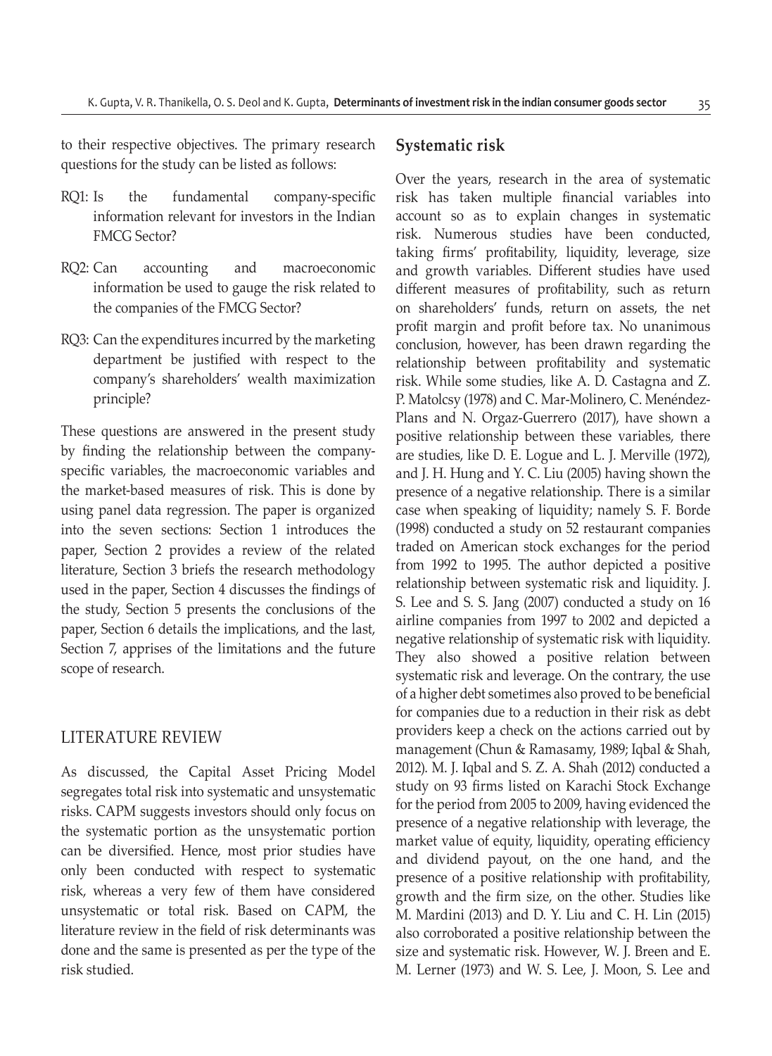to their respective objectives. The primary research questions for the study can be listed as follows:

- RQ1: Is the fundamental company-specific information relevant for investors in the Indian FMCG Sector?
- RQ2: Can accounting and macroeconomic information be used to gauge the risk related to the companies of the FMCG Sector?
- RQ3: Can the expenditures incurred by the marketing department be justified with respect to the company's shareholders' wealth maximization principle?

These questions are answered in the present study by finding the relationship between the company-specific variables, the macroeconomic variables and the market-based measures of risk. This is done by using panel data regression. The paper is organized into the seven sections: Section 1 introduces the paper, Section 2 provides a review of the related literature, Section 3 briefs the research methodology used in the paper, Section 4 discusses the findings of the study, Section 5 presents the conclusions of the paper, Section 6 details the implications, and the last, Section 7, apprises of the limitations and the future scope of research.

## LITERATURE REVIEW

As discussed, the Capital Asset Pricing Model segregates total risk into systematic and unsystematic risks. CAPM suggests investors should only focus on the systematic portion as the unsystematic portion can be diversified. Hence, most prior studies have only been conducted with respect to systematic risk, whereas a very few of them have considered unsystematic or total risk. Based on CAPM, the literature review in the field of risk determinants was done and the same is presented as per the type of the risk studied.

### Systematic risk

Over the years, research in the area of systematic risk has taken multiple financial variables into account so as to explain changes in systematic risk. Numerous studies have been conducted, taking firms' profitability, liquidity, leverage, size and growth variables. Different studies have used different measures of profitability, such as return on shareholders' funds, return on assets, the net profit margin and profit before tax. No unanimous conclusion, however, has been drawn regarding the relationship between profitability and systematic risk. While some studies, like A. D. Castagna and Z. P. Matolcsy (1978) and C. Mar-Molinero, C. Menéndez-Plans and N. Orgaz-Guerrero (2017), have shown a positive relationship between these variables, there are studies, like D. E. Logue and L. J. Merville (1972), and J. H. Hung and Y. C. Liu (2005) having shown the presence of a negative relationship. There is a similar case when speaking of liquidity; namely S. F. Borde (1998) conducted a study on 52 restaurant companies traded on American stock exchanges for the period from 1992 to 1995. The author depicted a positive relationship between systematic risk and liquidity. J. S. Lee and S. S. Jang (2007) conducted a study on 16 airline companies from 1997 to 2002 and depicted a negative relationship of systematic risk with liquidity. They also showed a positive relation between systematic risk and leverage. On the contrary, the use of a higher debt sometimes also proved to be beneficial for companies due to a reduction in their risk as debt providers keep a check on the actions carried out by management (Chun & Ramasamy, 1989; Iqbal & Shah, 2012). M. J. Iqbal and S. Z. A. Shah (2012) conducted a study on 93 firms listed on Karachi Stock Exchange for the period from 2005 to 2009, having evidenced the presence of a negative relationship with leverage, the market value of equity, liquidity, operating efficiency and dividend payout, on the one hand, and the presence of a positive relationship with profitability, growth and the firm size, on the other. Studies like M. Mardini (2013) and D. Y. Liu and C. H. Lin (2015) also corroborated a positive relationship between the size and systematic risk. However, W. J. Breen and E. M. Lerner (1973) and W. S. Lee, J. Moon, S. Lee and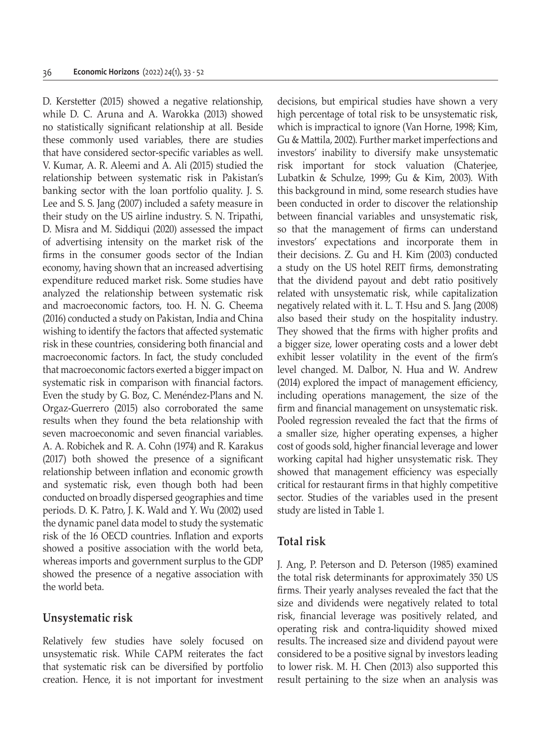D. Kerstetter (2015) showed a negative relationship, while D. C. Aruna and A. Warokka (2013) showed no statistically significant relationship at all. Beside these commonly used variables, there are studies that have considered sector-specific variables as well. V. Kumar, A. R. Aleemi and A. Ali (2015) studied the relationship between systematic risk in Pakistan's banking sector with the loan portfolio quality. J. S. Lee and S. S. Jang (2007) included a safety measure in their study on the US airline industry. S. N. Tripathi, D. Misra and M. Siddiqui (2020) assessed the impact of advertising intensity on the market risk of the firms in the consumer goods sector of the Indian economy, having shown that an increased advertising expenditure reduced market risk. Some studies have analyzed the relationship between systematic risk and macroeconomic factors, too. H. N. G. Cheema (2016) conducted a study on Pakistan, India and China wishing to identify the factors that affected systematic risk in these countries, considering both financial and macroeconomic factors. In fact, the study concluded that macroeconomic factors exerted a bigger impact on systematic risk in comparison with financial factors. Even the study by G. Boz, C. Menéndez-Plans and N. Orgaz-Guerrero (2015) also corroborated the same results when they found the beta relationship with seven macroeconomic and seven financial variables. A. A. Robichek and R. A. Cohn (1974) and R. Karakus (2017) both showed the presence of a significant relationship between inflation and economic growth and systematic risk, even though both had been conducted on broadly dispersed geographies and time periods. D. K. Patro, J. K. Wald and Y. Wu (2002) used the dynamic panel data model to study the systematic risk of the 16 OECD countries. Inflation and exports showed a positive association with the world beta, whereas imports and government surplus to the GDP showed the presence of a negative association with the world beta.

## Unsystematic risk

Relatively few studies have solely focused on unsystematic risk. While CAPM reiterates the fact that systematic risk can be diversified by portfolio creation. Hence, it is not important for investment decisions, but empirical studies have shown a very high percentage of total risk to be unsystematic risk, which is impractical to ignore (Van Horne, 1998; Kim, Gu & Mattila, 2002). Further market imperfections and investors' inability to diversify make unsystematic risk important for stock valuation (Chaterjee, Lubatkin & Schulze, 1999; Gu & Kim, 2003). With this background in mind, some research studies have been conducted in order to discover the relationship between financial variables and unsystematic risk, so that the management of firms can understand investors' expectations and incorporate them in their decisions. Z. Gu and H. Kim (2003) conducted a study on the US hotel REIT firms, demonstrating that the dividend payout and debt ratio positively related with unsystematic risk, while capitalization negatively related with it. L. T. Hsu and S. Jang (2008) also based their study on the hospitality industry. They showed that the firms with higher profits and a bigger size, lower operating costs and a lower debt exhibit lesser volatility in the event of the firm's level changed. M. Dalbor, N. Hua and W. Andrew (2014) explored the impact of management efficiency, including operations management, the size of the firm and financial management on unsystematic risk. Pooled regression revealed the fact that the firms of a smaller size, higher operating expenses, a higher cost of goods sold, higher financial leverage and lower working capital had higher unsystematic risk. They showed that management efficiency was especially critical for restaurant firms in that highly competitive sector. Studies of the variables used in the present study are listed in Table 1.

## Total risk

J. Ang, P. Peterson and D. Peterson (1985) examined the total risk determinants for approximately 350 US firms. Their yearly analyses revealed the fact that the size and dividends were negatively related to total risk, financial leverage was positively related, and operating risk and contra-liquidity showed mixed results. The increased size and dividend payout were considered to be a positive signal by investors leading to lower risk. M. H. Chen (2013) also supported this result pertaining to the size when an analysis was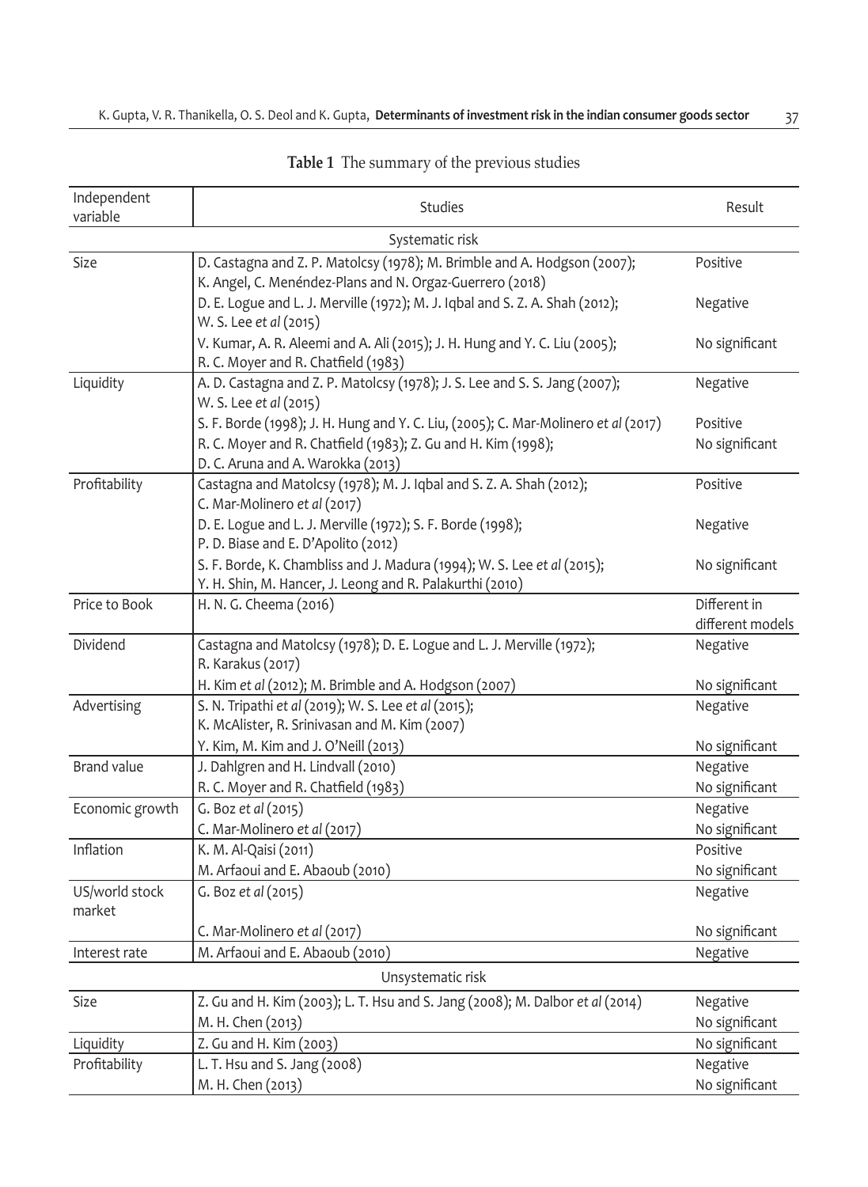**Table 1** The summary of the previous studies

| Independent variable | Studies | Result |
|---|---|---|
| | Systematic risk | |
| Size | D. Castagna and Z. P. Matolcsy (1978); M. Brimble and A. Hodgson (2007); K. Angel, C. Menéndez-Plans and N. Orgaz-Guerrero (2018) | Positive |
| | D. E. Logue and L. J. Merville (1972); M. J. Iqbal and S. Z. A. Shah (2012); W. S. Lee *et al* (2015) | Negative |
| | V. Kumar, A. R. Aleemi and A. Ali (2015); J. H. Hung and Y. C. Liu (2005); R. C. Moyer and R. Chatfield (1983) | No significant |
| Liquidity | A. D. Castagna and Z. P. Matolcsy (1978); J. S. Lee and S. S. Jang (2007); W. S. Lee *et al* (2015) | Negative |
| | S. F. Borde (1998); J. H. Hung and Y. C. Liu, (2005); C. Mar-Molinero *et al* (2017) | Positive |
| | R. C. Moyer and R. Chatfield (1983); Z. Gu and H. Kim (1998); D. C. Aruna and A. Warokka (2013) | No significant |
| Profitability | Castagna and Matolcsy (1978); M. J. Iqbal and S. Z. A. Shah (2012); C. Mar-Molinero *et al* (2017) | Positive |
| | D. E. Logue and L. J. Merville (1972); S. F. Borde (1998); P. D. Biase and E. D'Apolito (2012) | Negative |
| | S. F. Borde, K. Chambliss and J. Madura (1994); W. S. Lee *et al* (2015); Y. H. Shin, M. Hancer, J. Leong and R. Palakurthi (2010) | No significant |
| Price to Book | H. N. G. Cheema (2016) | Different in different models |
| Dividend | Castagna and Matolcsy (1978); D. E. Logue and L. J. Merville (1972); R. Karakus (2017) | Negative |
| | H. Kim *et al* (2012); M. Brimble and A. Hodgson (2007) | No significant |
| Advertising | S. N. Tripathi *et al* (2019); W. S. Lee *et al* (2015); K. McAlister, R. Srinivasan and M. Kim (2007) | Negative |
| | Y. Kim, M. Kim and J. O'Neill (2013) | No significant |
| Brand value | J. Dahlgren and H. Lindvall (2010) | Negative |
| | R. C. Moyer and R. Chatfield (1983) | No significant |
| Economic growth | G. Boz *et al* (2015) | Negative |
| | C. Mar-Molinero *et al* (2017) | No significant |
| Inflation | K. M. Al-Qaisi (2011) | Positive |
| | M. Arfaoui and E. Abaoub (2010) | No significant |
| US/world stock market | G. Boz *et al* (2015) | Negative |
| | C. Mar-Molinero *et al* (2017) | No significant |
| Interest rate | M. Arfaoui and E. Abaoub (2010) | Negative |
| | Unsystematic risk | |
| Size | Z. Gu and H. Kim (2003); L. T. Hsu and S. Jang (2008); M. Dalbor *et al* (2014) | Negative |
| | M. H. Chen (2013) | No significant |
| Liquidity | Z. Gu and H. Kim (2003) | No significant |
| Profitability | L. T. Hsu and S. Jang (2008) | Negative |
| | M. H. Chen (2013) | No significant |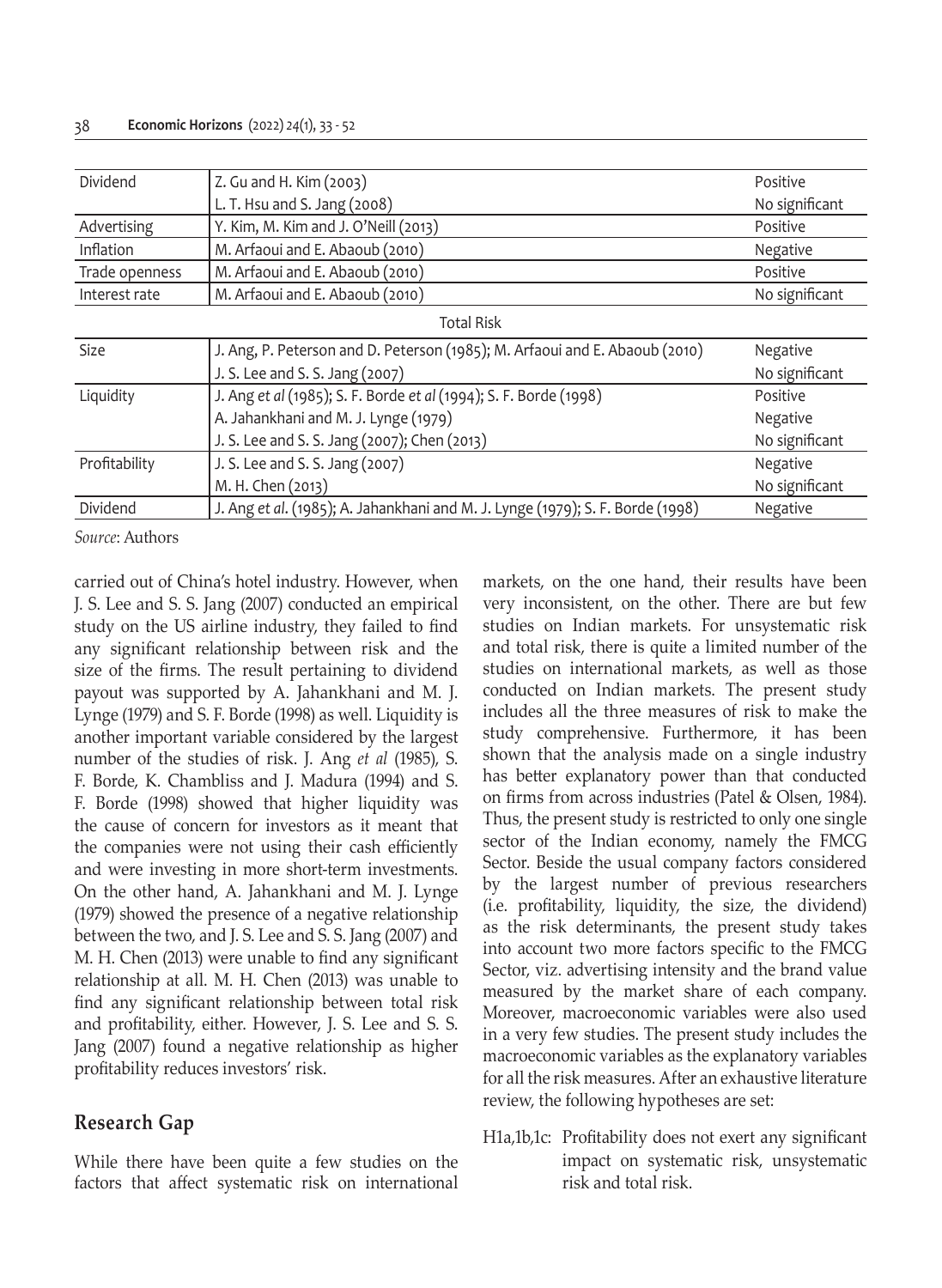| Dividend | Z. Gu and H. Kim (2003) | Positive |
| --- | --- | --- |
| | L. T. Hsu and S. Jang (2008) | No significant |
| Advertising | Y. Kim, M. Kim and J. O'Neill (2013) | Positive |
| Inflation | M. Arfaoui and E. Abaoub (2010) | Negative |
| Trade openness | M. Arfaoui and E. Abaoub (2010) | Positive |
| Interest rate | M. Arfaoui and E. Abaoub (2010) | No significant |
| | Total Risk | |
| Size | J. Ang, P. Peterson and D. Peterson (1985); M. Arfaoui and E. Abaoub (2010) | Negative |
| | J. S. Lee and S. S. Jang (2007) | No significant |
| Liquidity | J. Ang *et al* (1985); S. F. Borde *et al* (1994); S. F. Borde (1998) | Positive |
| | A. Jahankhani and M. J. Lynge (1979) | Negative |
| | J. S. Lee and S. S. Jang (2007); Chen (2013) | No significant |
| Profitability | J. S. Lee and S. S. Jang (2007) | Negative |
| | M. H. Chen (2013) | No significant |
| Dividend | J. Ang *et al*. (1985); A. Jahankhani and M. J. Lynge (1979); S. F. Borde (1998) | Negative |

*Source*: Authors

carried out of China's hotel industry. However, when J. S. Lee and S. S. Jang (2007) conducted an empirical study on the US airline industry, they failed to find any significant relationship between risk and the size of the firms. The result pertaining to dividend payout was supported by A. Jahankhani and M. J. Lynge (1979) and S. F. Borde (1998) as well. Liquidity is another important variable considered by the largest number of the studies of risk. J. Ang *et al* (1985), S. F. Borde, K. Chambliss and J. Madura (1994) and S. F. Borde (1998) showed that higher liquidity was the cause of concern for investors as it meant that the companies were not using their cash efficiently and were investing in more short-term investments. On the other hand, A. Jahankhani and M. J. Lynge (1979) showed the presence of a negative relationship between the two, and J. S. Lee and S. S. Jang (2007) and M. H. Chen (2013) were unable to find any significant relationship at all. M. H. Chen (2013) was unable to find any significant relationship between total risk and profitability, either. However, J. S. Lee and S. S. Jang (2007) found a negative relationship as higher profitability reduces investors' risk.

## Research Gap

While there have been quite a few studies on the factors that affect systematic risk on international markets, on the one hand, their results have been very inconsistent, on the other. There are but few studies on Indian markets. For unsystematic risk and total risk, there is quite a limited number of the studies on international markets, as well as those conducted on Indian markets. The present study includes all the three measures of risk to make the study comprehensive. Furthermore, it has been shown that the analysis made on a single industry has better explanatory power than that conducted on firms from across industries (Patel & Olsen, 1984). Thus, the present study is restricted to only one single sector of the Indian economy, namely the FMCG Sector. Beside the usual company factors considered by the largest number of previous researchers (i.e. profitability, liquidity, the size, the dividend) as the risk determinants, the present study takes into account two more factors specific to the FMCG Sector, viz. advertising intensity and the brand value measured by the market share of each company. Moreover, macroeconomic variables were also used in a very few studies. The present study includes the macroeconomic variables as the explanatory variables for all the risk measures. After an exhaustive literature review, the following hypotheses are set:

H1a,1b,1c: Profitability does not exert any significant impact on systematic risk, unsystematic risk and total risk.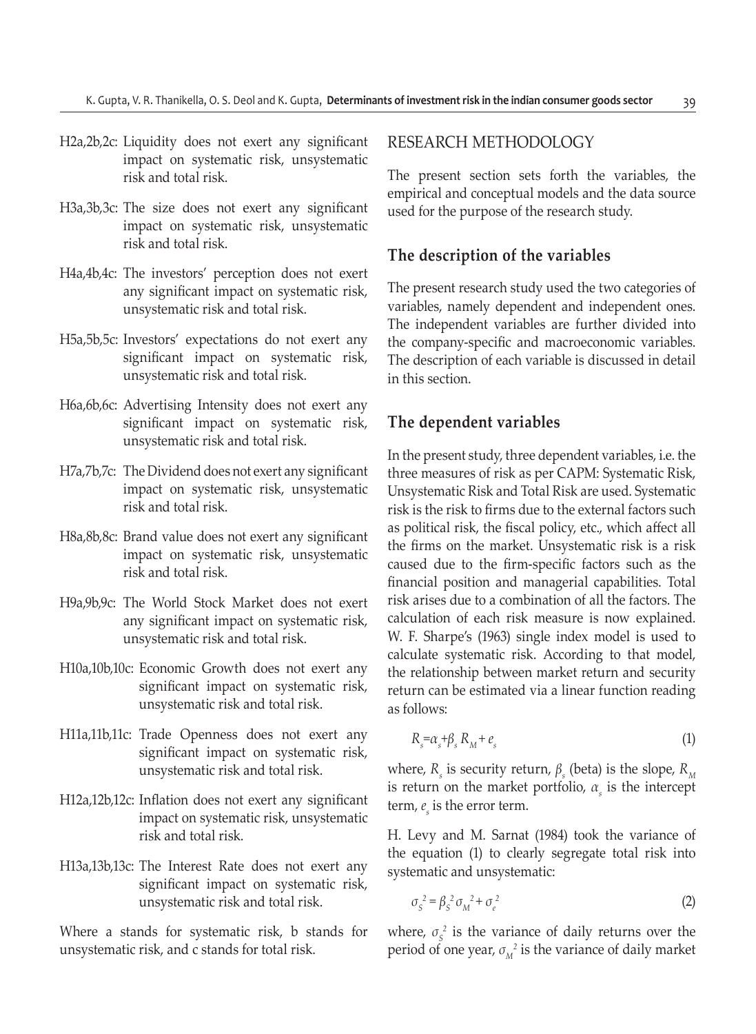H2a,2b,2c: Liquidity does not exert any significant impact on systematic risk, unsystematic risk and total risk.

H3a,3b,3c: The size does not exert any significant impact on systematic risk, unsystematic risk and total risk.

H4a,4b,4c: The investors' perception does not exert any significant impact on systematic risk, unsystematic risk and total risk.

H5a,5b,5c: Investors' expectations do not exert any significant impact on systematic risk, unsystematic risk and total risk.

H6a,6b,6c: Advertising Intensity does not exert any significant impact on systematic risk, unsystematic risk and total risk.

H7a,7b,7c: The Dividend does not exert any significant impact on systematic risk, unsystematic risk and total risk.

H8a,8b,8c: Brand value does not exert any significant impact on systematic risk, unsystematic risk and total risk.

H9a,9b,9c: The World Stock Market does not exert any significant impact on systematic risk, unsystematic risk and total risk.

H10a,10b,10c: Economic Growth does not exert any significant impact on systematic risk, unsystematic risk and total risk.

H11a,11b,11c: Trade Openness does not exert any significant impact on systematic risk, unsystematic risk and total risk.

H12a,12b,12c: Inflation does not exert any significant impact on systematic risk, unsystematic risk and total risk.

H13a,13b,13c: The Interest Rate does not exert any significant impact on systematic risk, unsystematic risk and total risk.

Where a stands for systematic risk, b stands for unsystematic risk, and c stands for total risk.

## RESEARCH METHODOLOGY

The present section sets forth the variables, the empirical and conceptual models and the data source used for the purpose of the research study.

### The description of the variables

The present research study used the two categories of variables, namely dependent and independent ones. The independent variables are further divided into the company-specific and macroeconomic variables. The description of each variable is discussed in detail in this section.

### The dependent variables

In the present study, three dependent variables, i.e. the three measures of risk as per CAPM: Systematic Risk, Unsystematic Risk and Total Risk are used. Systematic risk is the risk to firms due to the external factors such as political risk, the fiscal policy, etc., which affect all the firms on the market. Unsystematic risk is a risk caused due to the firm-specific factors such as the financial position and managerial capabilities. Total risk arises due to a combination of all the factors. The calculation of each risk measure is now explained. W. F. Sharpe's (1963) single index model is used to calculate systematic risk. According to that model, the relationship between market return and security return can be estimated via a linear function reading as follows:

$$R_s = \alpha_s + \beta_s R_M + e_s \tag{1}$$

where, $R_s$ is security return, $\beta_s$ (beta) is the slope, $R_M$ is return on the market portfolio, $\alpha_s$ is the intercept term, $e_s$ is the error term.

H. Levy and M. Sarnat (1984) took the variance of the equation (1) to clearly segregate total risk into systematic and unsystematic:

$$\sigma_S^2 = \beta_S^2 \sigma_M^2 + \sigma_e^2 \tag{2}$$

where, $\sigma_S^2$ is the variance of daily returns over the period of one year, $\sigma_M^2$ is the variance of daily market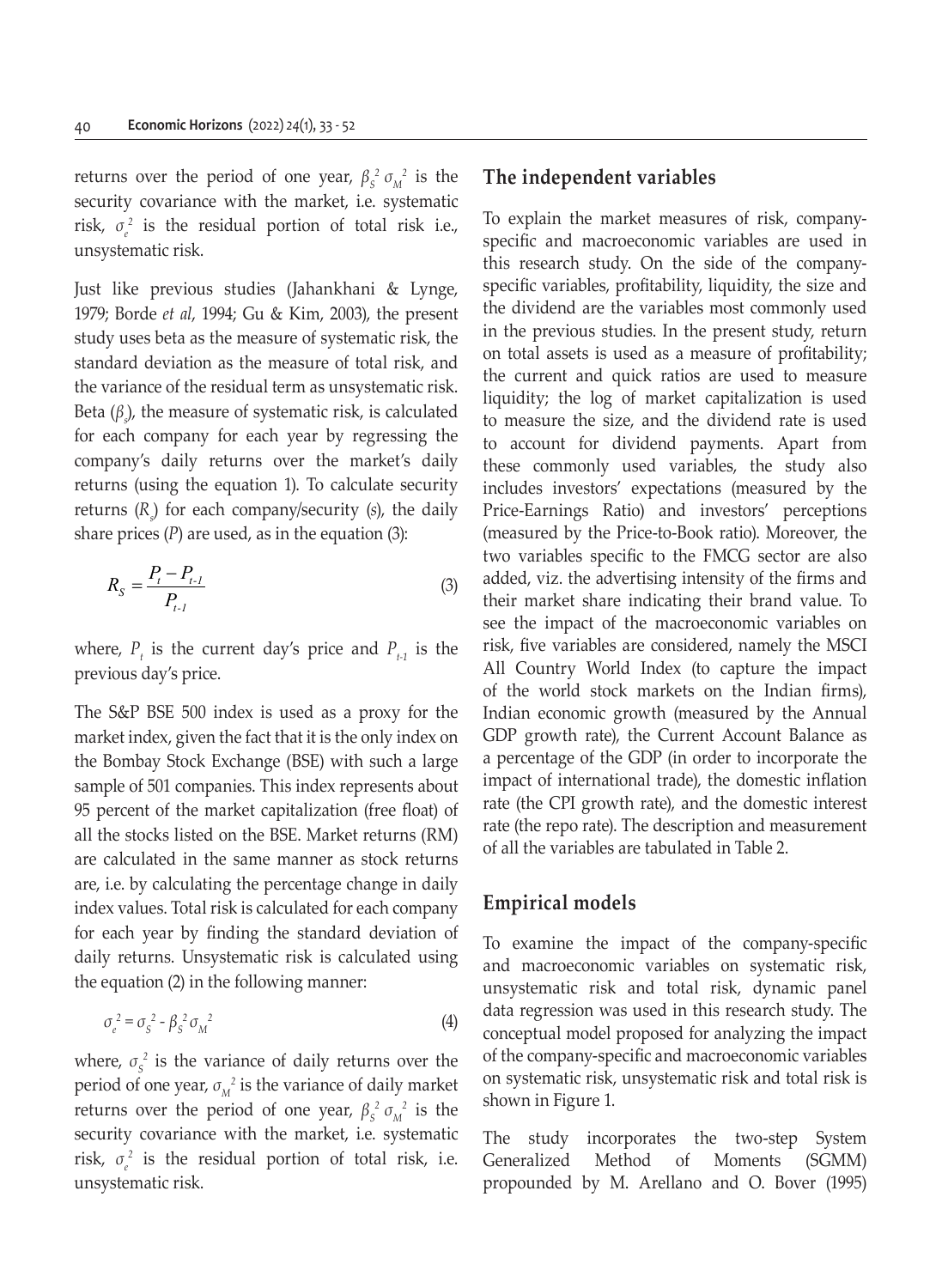returns over the period of one year, $\beta_S^2\,\sigma_M^2$ is the security covariance with the market, i.e. systematic risk, $\sigma_e^2$ is the residual portion of total risk i.e., unsystematic risk.

Just like previous studies (Jahankhani & Lynge, 1979; Borde *et al*, 1994; Gu & Kim, 2003), the present study uses beta as the measure of systematic risk, the standard deviation as the measure of total risk, and the variance of the residual term as unsystematic risk. Beta ($\beta_s$), the measure of systematic risk, is calculated for each company for each year by regressing the company's daily returns over the market's daily returns (using the equation 1). To calculate security returns ($R_s$) for each company/security ($s$), the daily share prices ($P$) are used, as in the equation (3):

$$R_S = \frac{P_t - P_{t-1}}{P_{t-1}} \tag{3}$$

where, $P_t$ is the current day's price and $P_{t-1}$ is the previous day's price.

The S&P BSE 500 index is used as a proxy for the market index, given the fact that it is the only index on the Bombay Stock Exchange (BSE) with such a large sample of 501 companies. This index represents about 95 percent of the market capitalization (free float) of all the stocks listed on the BSE. Market returns (RM) are calculated in the same manner as stock returns are, i.e. by calculating the percentage change in daily index values. Total risk is calculated for each company for each year by finding the standard deviation of daily returns. Unsystematic risk is calculated using the equation (2) in the following manner:

$$\sigma_e^2 = \sigma_S^2 - \beta_S^2\,\sigma_M^2 \tag{4}$$

where, $\sigma_S^2$ is the variance of daily returns over the period of one year, $\sigma_M^2$ is the variance of daily market returns over the period of one year, $\beta_S^2\,\sigma_M^2$ is the security covariance with the market, i.e. systematic risk, $\sigma_e^2$ is the residual portion of total risk, i.e. unsystematic risk.

## The independent variables

To explain the market measures of risk, company-specific and macroeconomic variables are used in this research study. On the side of the company-specific variables, profitability, liquidity, the size and the dividend are the variables most commonly used in the previous studies. In the present study, return on total assets is used as a measure of profitability; the current and quick ratios are used to measure liquidity; the log of market capitalization is used to measure the size, and the dividend rate is used to account for dividend payments. Apart from these commonly used variables, the study also includes investors' expectations (measured by the Price-Earnings Ratio) and investors' perceptions (measured by the Price-to-Book ratio). Moreover, the two variables specific to the FMCG sector are also added, viz. the advertising intensity of the firms and their market share indicating their brand value. To see the impact of the macroeconomic variables on risk, five variables are considered, namely the MSCI All Country World Index (to capture the impact of the world stock markets on the Indian firms), Indian economic growth (measured by the Annual GDP growth rate), the Current Account Balance as a percentage of the GDP (in order to incorporate the impact of international trade), the domestic inflation rate (the CPI growth rate), and the domestic interest rate (the repo rate). The description and measurement of all the variables are tabulated in Table 2.

## Empirical models

To examine the impact of the company-specific and macroeconomic variables on systematic risk, unsystematic risk and total risk, dynamic panel data regression was used in this research study. The conceptual model proposed for analyzing the impact of the company-specific and macroeconomic variables on systematic risk, unsystematic risk and total risk is shown in Figure 1.

The study incorporates the two-step System Generalized Method of Moments (SGMM) propounded by M. Arellano and O. Bover (1995)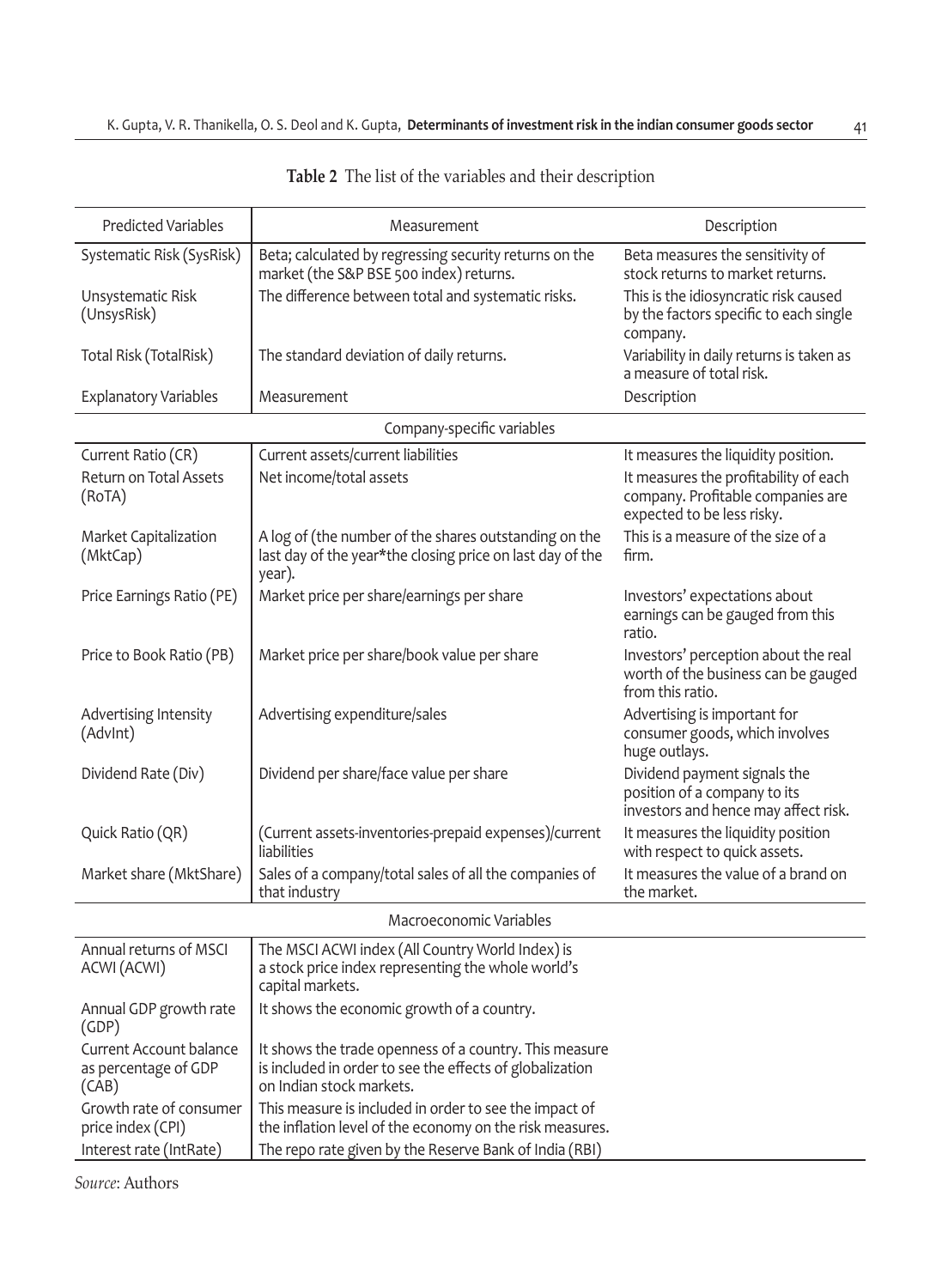**Table 2** The list of the variables and their description

| Predicted Variables | Measurement | Description |
| --- | --- | --- |
| Systematic Risk (SysRisk) | Beta; calculated by regressing security returns on the market (the S&P BSE 500 index) returns. | Beta measures the sensitivity of stock returns to market returns. |
| Unsystematic Risk (UnsysRisk) | The difference between total and systematic risks. | This is the idiosyncratic risk caused by the factors specific to each single company. |
| Total Risk (TotalRisk) | The standard deviation of daily returns. | Variability in daily returns is taken as a measure of total risk. |
| Explanatory Variables | Measurement | Description |
| Company-specific variables | | |
| Current Ratio (CR) | Current assets/current liabilities | It measures the liquidity position. |
| Return on Total Assets (RoTA) | Net income/total assets | It measures the profitability of each company. Profitable companies are expected to be less risky. |
| Market Capitalization (MktCap) | A log of (the number of the shares outstanding on the last day of the year*the closing price on last day of the year). | This is a measure of the size of a firm. |
| Price Earnings Ratio (PE) | Market price per share/earnings per share | Investors' expectations about earnings can be gauged from this ratio. |
| Price to Book Ratio (PB) | Market price per share/book value per share | Investors' perception about the real worth of the business can be gauged from this ratio. |
| Advertising Intensity (AdvInt) | Advertising expenditure/sales | Advertising is important for consumer goods, which involves huge outlays. |
| Dividend Rate (Div) | Dividend per share/face value per share | Dividend payment signals the position of a company to its investors and hence may affect risk. |
| Quick Ratio (QR) | (Current assets-inventories-prepaid expenses)/current liabilities | It measures the liquidity position with respect to quick assets. |
| Market share (MktShare) | Sales of a company/total sales of all the companies of that industry | It measures the value of a brand on the market. |
| Macroeconomic Variables | | |
| Annual returns of MSCI ACWI (ACWI) | The MSCI ACWI index (All Country World Index) is a stock price index representing the whole world's capital markets. | |
| Annual GDP growth rate (GDP) | It shows the economic growth of a country. | |
| Current Account balance as percentage of GDP (CAB) | It shows the trade openness of a country. This measure is included in order to see the effects of globalization on Indian stock markets. | |
| Growth rate of consumer price index (CPI) | This measure is included in order to see the impact of the inflation level of the economy on the risk measures. | |
| Interest rate (IntRate) | The repo rate given by the Reserve Bank of India (RBI) | |

*Source*: Authors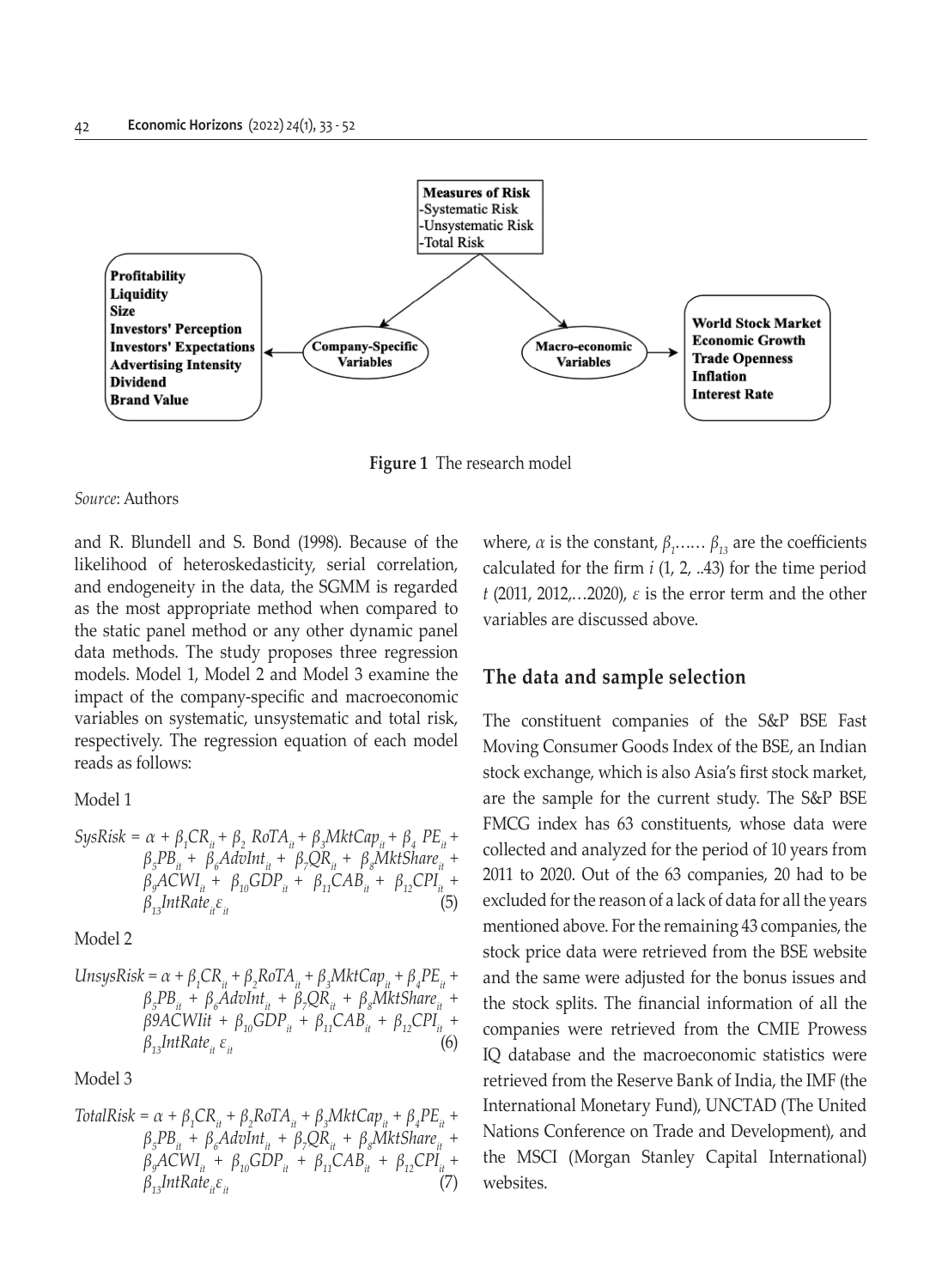**Measures of Risk**
-Systematic Risk
-Unsystematic Risk
-Total Risk

**Company-Specific Variables**: **Profitability**, **Liquidity**, **Size**, **Investors' Perception**, **Investors' Expectations**, **Advertising Intensity**, **Dividend**, **Brand Value**

**Macro-economic Variables**: **World Stock Market**, **Economic Growth**, **Trade Openness**, **Inflation**, **Interest Rate**

**Figure 1** The research model

*Source*: Authors

and R. Blundell and S. Bond (1998). Because of the likelihood of heteroskedasticity, serial correlation, and endogeneity in the data, the SGMM is regarded as the most appropriate method when compared to the static panel method or any other dynamic panel data methods. The study proposes three regression models. Model 1, Model 2 and Model 3 examine the impact of the company-specific and macroeconomic variables on systematic, unsystematic and total risk, respectively. The regression equation of each model reads as follows:

Model 1

$$SysRisk = \alpha + \beta_1 CR_{it} + \beta_2\ RoTA_{it} + \beta_3 MktCap_{it} + \beta_4\ PE_{it} + \beta_5 PB_{it} + \beta_6 AdvInt_{it} + \beta_7 QR_{it} + \beta_8 MktShare_{it} + \beta_9 ACWI_{it} + \beta_{10} GDP_{it} + \beta_{11} CAB_{it} + \beta_{12} CPI_{it} + \beta_{13} IntRate_{it} \varepsilon_{it} \quad (5)$$

Model 2

$$UnsysRisk = \alpha + \beta_1 CR_{it} + \beta_2 RoTA_{it} + \beta_3 MktCap_{it} + \beta_4 PE_{it} + \beta_5 PB_{it} + \beta_6 AdvInt_{it} + \beta_7 QR_{it} + \beta_8 MktShare_{it} + \beta 9ACWIit + \beta_{10} GDP_{it} + \beta_{11} CAB_{it} + \beta_{12} CPI_{it} + \beta_{13} IntRate_{it}\ \varepsilon_{it} \quad (6)$$

Model 3

$$TotalRisk = \alpha + \beta_1 CR_{it} + \beta_2 RoTA_{it} + \beta_3 MktCap_{it} + \beta_4 PE_{it} + \beta_5 PB_{it} + \beta_6 AdvInt_{it} + \beta_7 QR_{it} + \beta_8 MktShare_{it} + \beta_9 ACWI_{it} + \beta_{10} GDP_{it} + \beta_{11} CAB_{it} + \beta_{12} CPI_{it} + \beta_{13} IntRate_{it} \varepsilon_{it} \quad (7)$$

where, $\alpha$ is the constant, $\beta_1 \ldots\ldots \beta_{13}$ are the coefficients calculated for the firm $i$ (1, 2, ..43) for the time period $t$ (2011, 2012,…2020), $\varepsilon$ is the error term and the other variables are discussed above.

## The data and sample selection

The constituent companies of the S&P BSE Fast Moving Consumer Goods Index of the BSE, an Indian stock exchange, which is also Asia's first stock market, are the sample for the current study. The S&P BSE FMCG index has 63 constituents, whose data were collected and analyzed for the period of 10 years from 2011 to 2020. Out of the 63 companies, 20 had to be excluded for the reason of a lack of data for all the years mentioned above. For the remaining 43 companies, the stock price data were retrieved from the BSE website and the same were adjusted for the bonus issues and the stock splits. The financial information of all the companies were retrieved from the CMIE Prowess IQ database and the macroeconomic statistics were retrieved from the Reserve Bank of India, the IMF (the International Monetary Fund), UNCTAD (The United Nations Conference on Trade and Development), and the MSCI (Morgan Stanley Capital International) websites.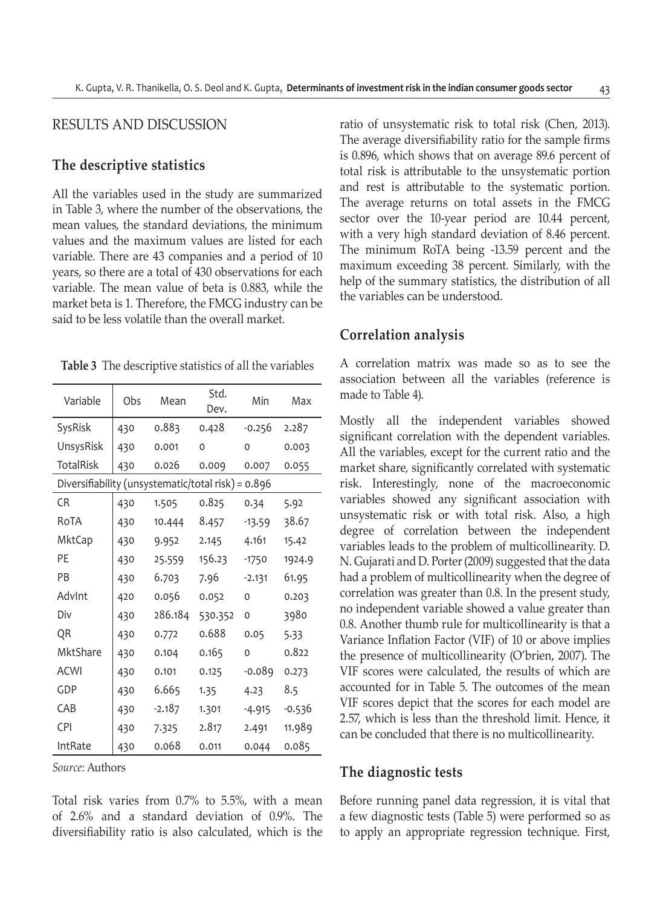## RESULTS AND DISCUSSION

### The descriptive statistics

All the variables used in the study are summarized in Table 3, where the number of the observations, the mean values, the standard deviations, the minimum values and the maximum values are listed for each variable. There are 43 companies and a period of 10 years, so there are a total of 430 observations for each variable. The mean value of beta is 0.883, while the market beta is 1. Therefore, the FMCG industry can be said to be less volatile than the overall market.

**Table 3** The descriptive statistics of all the variables

| Variable | Obs | Mean | Std. Dev. | Min | Max |
|---|---|---|---|---|---|
| SysRisk | 430 | 0.883 | 0.428 | -0.256 | 2.287 |
| UnsysRisk | 430 | 0.001 | 0 | 0 | 0.003 |
| TotalRisk | 430 | 0.026 | 0.009 | 0.007 | 0.055 |
| Diversifiability (unsystematic/total risk) = 0.896 | | | | | |
| CR | 430 | 1.505 | 0.825 | 0.34 | 5.92 |
| RoTA | 430 | 10.444 | 8.457 | -13.59 | 38.67 |
| MktCap | 430 | 9.952 | 2.145 | 4.161 | 15.42 |
| PE | 430 | 25.559 | 156.23 | -1750 | 1924.9 |
| PB | 430 | 6.703 | 7.96 | -2.131 | 61.95 |
| AdvInt | 420 | 0.056 | 0.052 | 0 | 0.203 |
| Div | 430 | 286.184 | 530.352 | 0 | 3980 |
| QR | 430 | 0.772 | 0.688 | 0.05 | 5.33 |
| MktShare | 430 | 0.104 | 0.165 | 0 | 0.822 |
| ACWI | 430 | 0.101 | 0.125 | -0.089 | 0.273 |
| GDP | 430 | 6.665 | 1.35 | 4.23 | 8.5 |
| CAB | 430 | -2.187 | 1.301 | -4.915 | -0.536 |
| CPI | 430 | 7.325 | 2.817 | 2.491 | 11.989 |
| IntRate | 430 | 0.068 | 0.011 | 0.044 | 0.085 |

*Source*: Authors

Total risk varies from 0.7% to 5.5%, with a mean of 2.6% and a standard deviation of 0.9%. The diversifiability ratio is also calculated, which is the ratio of unsystematic risk to total risk (Chen, 2013). The average diversifiability ratio for the sample firms is 0.896, which shows that on average 89.6 percent of total risk is attributable to the unsystematic portion and rest is attributable to the systematic portion. The average returns on total assets in the FMCG sector over the 10-year period are 10.44 percent, with a very high standard deviation of 8.46 percent. The minimum RoTA being -13.59 percent and the maximum exceeding 38 percent. Similarly, with the help of the summary statistics, the distribution of all the variables can be understood.

### Correlation analysis

A correlation matrix was made so as to see the association between all the variables (reference is made to Table 4).

Mostly all the independent variables showed significant correlation with the dependent variables. All the variables, except for the current ratio and the market share, significantly correlated with systematic risk. Interestingly, none of the macroeconomic variables showed any significant association with unsystematic risk or with total risk. Also, a high degree of correlation between the independent variables leads to the problem of multicollinearity. D. N. Gujarati and D. Porter (2009) suggested that the data had a problem of multicollinearity when the degree of correlation was greater than 0.8. In the present study, no independent variable showed a value greater than 0.8. Another thumb rule for multicollinearity is that a Variance Inflation Factor (VIF) of 10 or above implies the presence of multicollinearity (O'brien, 2007). The VIF scores were calculated, the results of which are accounted for in Table 5. The outcomes of the mean VIF scores depict that the scores for each model are 2.57, which is less than the threshold limit. Hence, it can be concluded that there is no multicollinearity.

### The diagnostic tests

Before running panel data regression, it is vital that a few diagnostic tests (Table 5) were performed so as to apply an appropriate regression technique. First,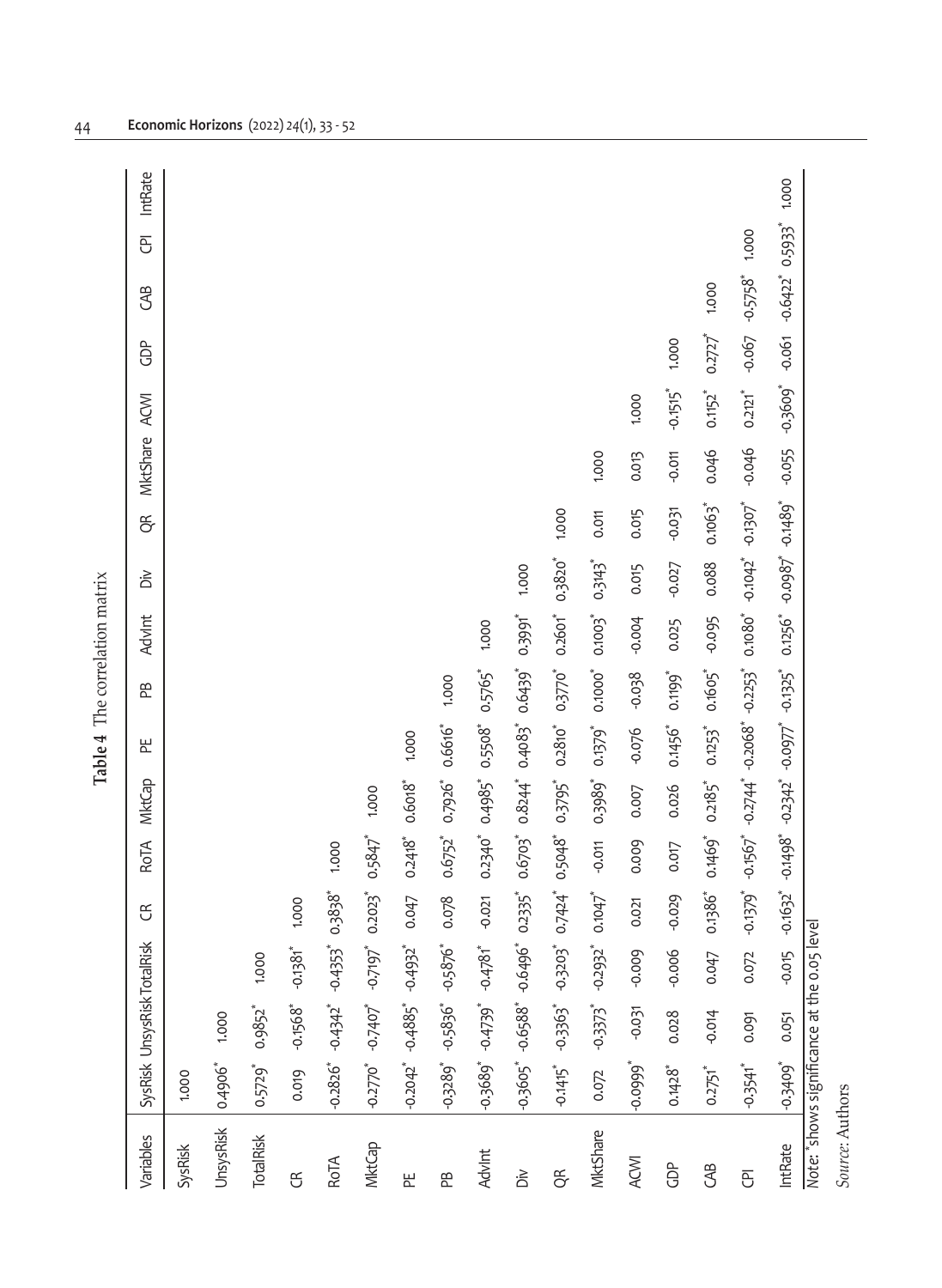**Table 4** The correlation matrix

| Variables | SysRisk | UnsysRisk | TotalRisk | CR | RoTA | MktCap | PE | PB | AdvInt | Div | QR | MktShare | ACWI | GDP | CAB | CPI | IntRate |
|---|---|---|---|---|---|---|---|---|---|---|---|---|---|---|---|---|---|
| SysRisk | 1.000 | | | | | | | | | | | | | | | | |
| UnsysRisk | 0.4906* | 1.000 | | | | | | | | | | | | | | | |
| TotalRisk | 0.5729* | 0.9852* | 1.000 | | | | | | | | | | | | | | |
| CR | 0.019 | -0.1568* | -0.1381* | 1.000 | | | | | | | | | | | | | |
| RoTA | -0.2826* | -0.4342* | -0.4353* | 0.3838* | 1.000 | | | | | | | | | | | | |
| MktCap | -0.2770* | -0.7407* | -0.7197* | 0.2023* | 0.5847* | 1.000 | | | | | | | | | | | |
| PE | -0.2042* | -0.4885* | -0.4932* | 0.047 | 0.2418* | 0.6018* | 1.000 | | | | | | | | | | |
| PB | -0.3289* | -0.5836* | -0.5876* | 0.078 | 0.6752* | 0.7926* | 0.6616* | 1.000 | | | | | | | | | |
| AdvInt | -0.3689* | -0.4739* | -0.4781* | -0.021 | 0.2340* | 0.4985* | 0.5508* | 0.5765* | 1.000 | | | | | | | | |
| Div | -0.3605* | -0.6588* | -0.6496* | 0.2335* | 0.6703* | 0.8244* | 0.4083* | 0.6439* | 0.3991* | 1.000 | | | | | | | |
| QR | -0.1415* | -0.3363* | -0.3203* | 0.7424* | 0.5048* | 0.3795* | 0.2810* | 0.3770* | 0.2601* | 0.3820* | 1.000 | | | | | | |
| MktShare | 0.072 | -0.3373* | -0.2932* | 0.1047* | -0.011 | 0.3989* | 0.1379* | 0.1000* | 0.1003* | 0.3143* | 0.011 | 1.000 | | | | | |
| ACWI | -0.0999* | -0.031 | -0.009 | 0.021 | 0.009 | 0.007 | -0.076 | -0.038 | -0.004 | 0.015 | 0.015 | 0.013 | 1.000 | | | | |
| GDP | 0.1428* | 0.028 | -0.006 | -0.029 | 0.017 | 0.026 | 0.1456* | 0.1199* | 0.025 | -0.027 | -0.031 | -0.011 | -0.1515* | 1.000 | | | |
| CAB | 0.2751* | -0.014 | 0.047 | 0.1386* | 0.1469* | 0.2185* | 0.1253* | 0.1605* | -0.095 | 0.088 | 0.1063* | 0.046 | 0.1152* | 0.2727* | 1.000 | | |
| CPI | -0.3541* | 0.091 | 0.072 | -0.1379* | -0.1567* | -0.2744* | -0.2068* | -0.2253* | 0.1080* | -0.1042* | -0.1307* | -0.046 | 0.2121* | -0.067 | -0.5758* | 1.000 | |
| IntRate | -0.3409* | 0.051 | -0.015 | -0.1632* | -0.1498* | -0.2342* | -0.0977* | -0.1325* | 0.1256* | -0.0987* | -0.1489* | -0.055 | -0.3609* | -0.061 | -0.6422* | 0.5933* | 1.000 |

*Note*: *shows significance at the 0.05 level

*Source*: Authors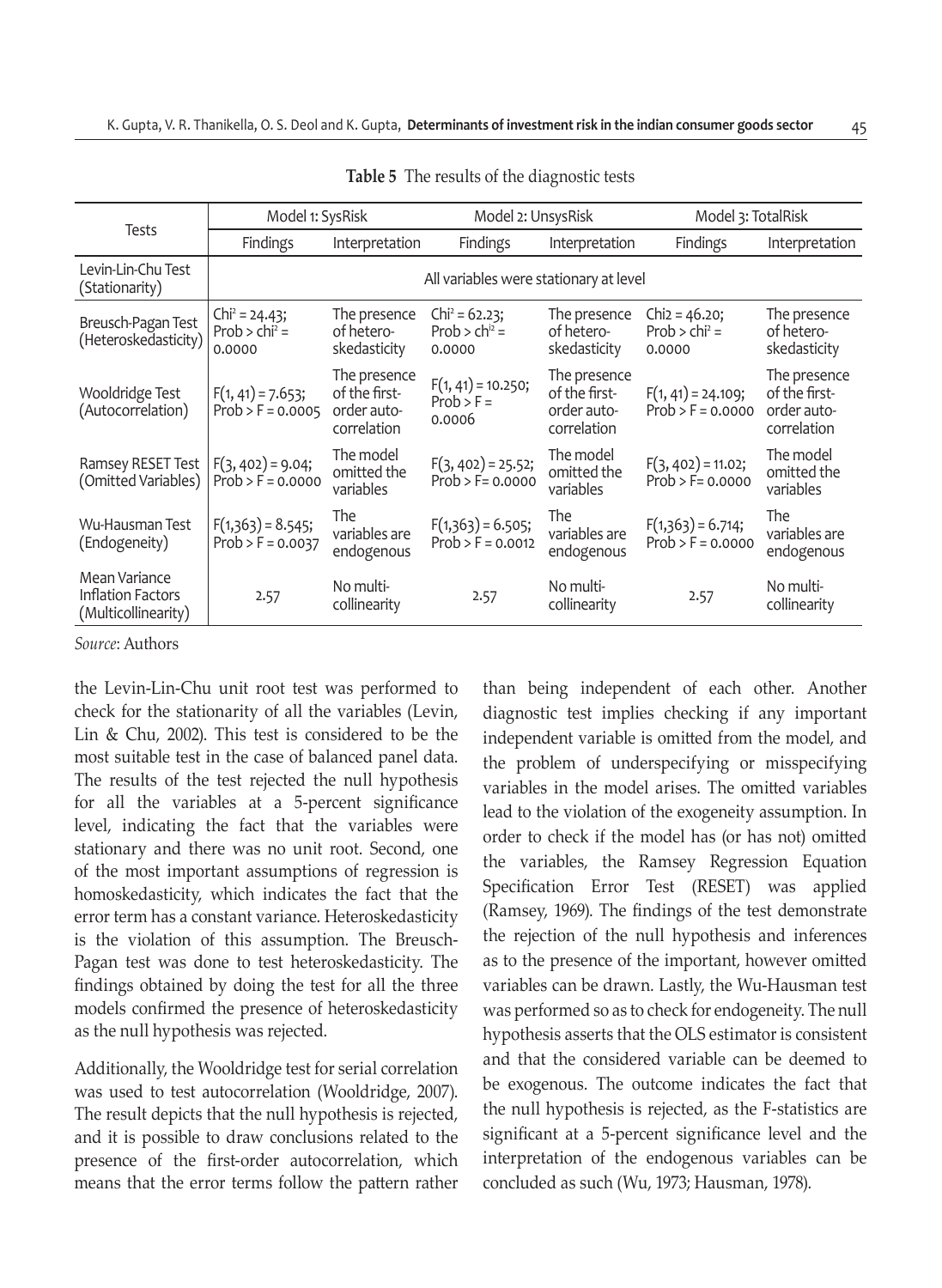**Table 5** The results of the diagnostic tests

| Tests | Model 1: SysRisk | | Model 2: UnsysRisk | | Model 3: TotalRisk | |
|---|---|---|---|---|---|---|
| | Findings | Interpretation | Findings | Interpretation | Findings | Interpretation |
| Levin-Lin-Chu Test (Stationarity) | All variables were stationary at level | | | | | |
| Breusch-Pagan Test (Heteroskedasticity) | $Chi^2 = 24.43$; $Prob > chi^2 = 0.0000$ | The presence of hetero-skedasticity | $Chi^2 = 62.23$; $Prob > chi^2 = 0.0000$ | The presence of hetero-skedasticity | $Chi2 = 46.20$; $Prob > chi^2 = 0.0000$ | The presence of hetero-skedasticity |
| Wooldridge Test (Autocorrelation) | $F(1, 41) = 7.653$; $Prob > F = 0.0005$ | The presence of the first-order auto-correlation | $F(1, 41) = 10.250$; $Prob > F = 0.0006$ | The presence of the first-order auto-correlation | $F(1, 41) = 24.109$; $Prob > F = 0.0000$ | The presence of the first-order auto-correlation |
| Ramsey RESET Test (Omitted Variables) | $F(3, 402) = 9.04$; $Prob > F = 0.0000$ | The model omitted the variables | $F(3, 402) = 25.52$; $Prob > F= 0.0000$ | The model omitted the variables | $F(3, 402) = 11.02$; $Prob > F= 0.0000$ | The model omitted the variables |
| Wu-Hausman Test (Endogeneity) | $F(1,363) = 8.545$; $Prob > F = 0.0037$ | The variables are endogenous | $F(1,363) = 6.505$; $Prob > F = 0.0012$ | The variables are endogenous | $F(1,363) = 6.714$; $Prob > F = 0.0000$ | The variables are endogenous |
| Mean Variance Inflation Factors (Multicollinearity) | 2.57 | No multi-collinearity | 2.57 | No multi-collinearity | 2.57 | No multi-collinearity |

*Source*: Authors

the Levin-Lin-Chu unit root test was performed to check for the stationarity of all the variables (Levin, Lin & Chu, 2002). This test is considered to be the most suitable test in the case of balanced panel data. The results of the test rejected the null hypothesis for all the variables at a 5-percent significance level, indicating the fact that the variables were stationary and there was no unit root. Second, one of the most important assumptions of regression is homoskedasticity, which indicates the fact that the error term has a constant variance. Heteroskedasticity is the violation of this assumption. The Breusch-Pagan test was done to test heteroskedasticity. The findings obtained by doing the test for all the three models confirmed the presence of heteroskedasticity as the null hypothesis was rejected.

Additionally, the Wooldridge test for serial correlation was used to test autocorrelation (Wooldridge, 2007). The result depicts that the null hypothesis is rejected, and it is possible to draw conclusions related to the presence of the first-order autocorrelation, which means that the error terms follow the pattern rather than being independent of each other. Another diagnostic test implies checking if any important independent variable is omitted from the model, and the problem of underspecifying or misspecifying variables in the model arises. The omitted variables lead to the violation of the exogeneity assumption. In order to check if the model has (or has not) omitted the variables, the Ramsey Regression Equation Specification Error Test (RESET) was applied (Ramsey, 1969). The findings of the test demonstrate the rejection of the null hypothesis and inferences as to the presence of the important, however omitted variables can be drawn. Lastly, the Wu-Hausman test was performed so as to check for endogeneity. The null hypothesis asserts that the OLS estimator is consistent and that the considered variable can be deemed to be exogenous. The outcome indicates the fact that the null hypothesis is rejected, as the F-statistics are significant at a 5-percent significance level and the interpretation of the endogenous variables can be concluded as such (Wu, 1973; Hausman, 1978).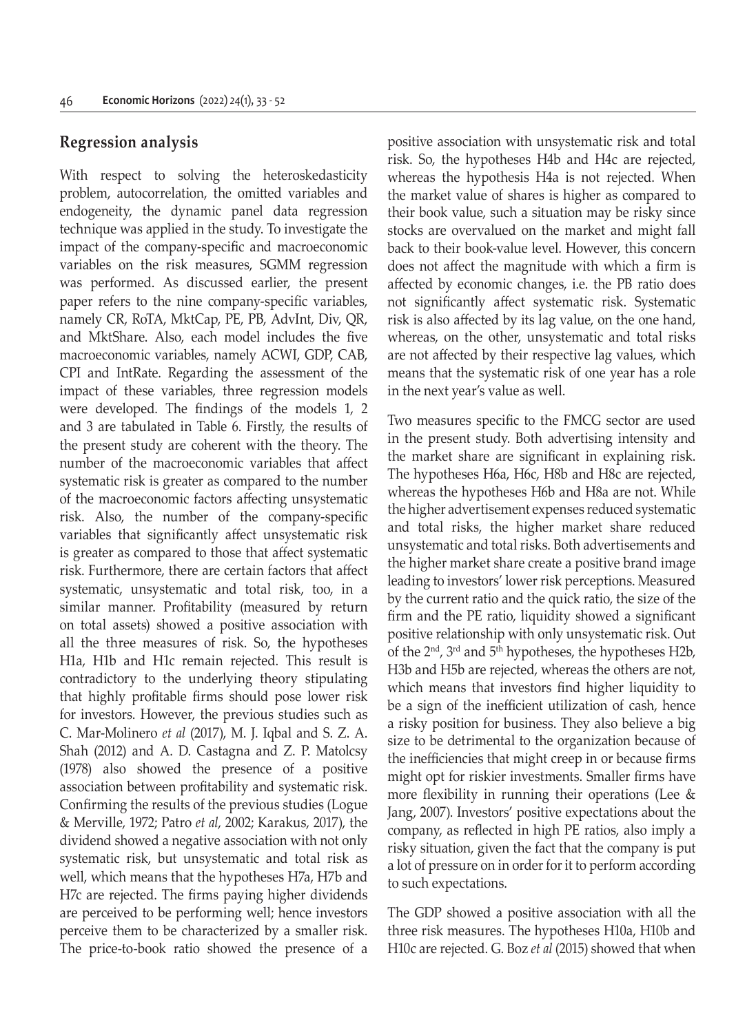## Regression analysis

With respect to solving the heteroskedasticity problem, autocorrelation, the omitted variables and endogeneity, the dynamic panel data regression technique was applied in the study. To investigate the impact of the company-specific and macroeconomic variables on the risk measures, SGMM regression was performed. As discussed earlier, the present paper refers to the nine company-specific variables, namely CR, RoTA, MktCap, PE, PB, AdvInt, Div, QR, and MktShare. Also, each model includes the five macroeconomic variables, namely ACWI, GDP, CAB, CPI and IntRate. Regarding the assessment of the impact of these variables, three regression models were developed. The findings of the models 1, 2 and 3 are tabulated in Table 6. Firstly, the results of the present study are coherent with the theory. The number of the macroeconomic variables that affect systematic risk is greater as compared to the number of the macroeconomic factors affecting unsystematic risk. Also, the number of the company-specific variables that significantly affect unsystematic risk is greater as compared to those that affect systematic risk. Furthermore, there are certain factors that affect systematic, unsystematic and total risk, too, in a similar manner. Profitability (measured by return on total assets) showed a positive association with all the three measures of risk. So, the hypotheses H1a, H1b and H1c remain rejected. This result is contradictory to the underlying theory stipulating that highly profitable firms should pose lower risk for investors. However, the previous studies such as C. Mar-Molinero *et al* (2017), M. J. Iqbal and S. Z. A. Shah (2012) and A. D. Castagna and Z. P. Matolcsy (1978) also showed the presence of a positive association between profitability and systematic risk. Confirming the results of the previous studies (Logue & Merville, 1972; Patro *et al*, 2002; Karakus, 2017), the dividend showed a negative association with not only systematic risk, but unsystematic and total risk as well, which means that the hypotheses H7a, H7b and H7c are rejected. The firms paying higher dividends are perceived to be performing well; hence investors perceive them to be characterized by a smaller risk. The price-to-book ratio showed the presence of a positive association with unsystematic risk and total risk. So, the hypotheses H4b and H4c are rejected, whereas the hypothesis H4a is not rejected. When the market value of shares is higher as compared to their book value, such a situation may be risky since stocks are overvalued on the market and might fall back to their book-value level. However, this concern does not affect the magnitude with which a firm is affected by economic changes, i.e. the PB ratio does not significantly affect systematic risk. Systematic risk is also affected by its lag value, on the one hand, whereas, on the other, unsystematic and total risks are not affected by their respective lag values, which means that the systematic risk of one year has a role in the next year's value as well.

Two measures specific to the FMCG sector are used in the present study. Both advertising intensity and the market share are significant in explaining risk. The hypotheses H6a, H6c, H8b and H8c are rejected, whereas the hypotheses H6b and H8a are not. While the higher advertisement expenses reduced systematic and total risks, the higher market share reduced unsystematic and total risks. Both advertisements and the higher market share create a positive brand image leading to investors' lower risk perceptions. Measured by the current ratio and the quick ratio, the size of the firm and the PE ratio, liquidity showed a significant positive relationship with only unsystematic risk. Out of the 2nd, 3rd and 5th hypotheses, the hypotheses H2b, H3b and H5b are rejected, whereas the others are not, which means that investors find higher liquidity to be a sign of the inefficient utilization of cash, hence a risky position for business. They also believe a big size to be detrimental to the organization because of the inefficiencies that might creep in or because firms might opt for riskier investments. Smaller firms have more flexibility in running their operations (Lee & Jang, 2007). Investors' positive expectations about the company, as reflected in high PE ratios, also imply a risky situation, given the fact that the company is put a lot of pressure on in order for it to perform according to such expectations.

The GDP showed a positive association with all the three risk measures. The hypotheses H10a, H10b and H10c are rejected. G. Boz *et al* (2015) showed that when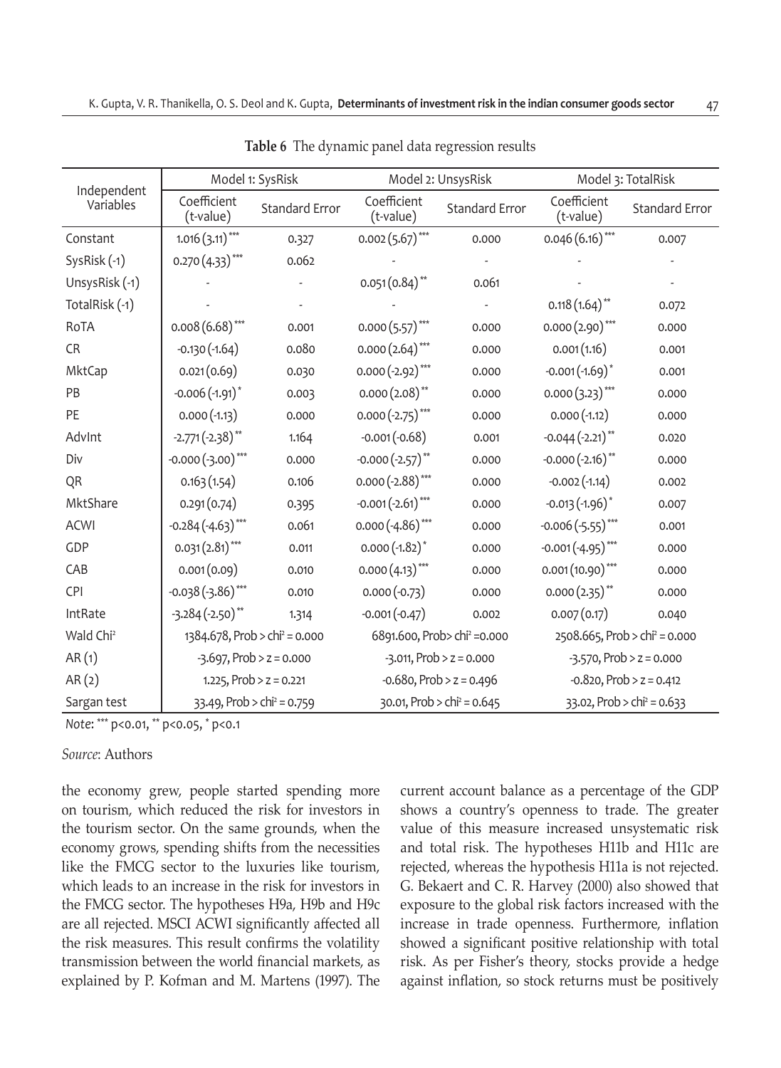**Table 6** The dynamic panel data regression results

| Independent Variables | Model 1: SysRisk | | Model 2: UnsysRisk | | Model 3: TotalRisk | |
|---|---|---|---|---|---|---|
| | Coefficient (t-value) | Standard Error | Coefficient (t-value) | Standard Error | Coefficient (t-value) | Standard Error |
| Constant | 1.016 (3.11)*** | 0.327 | 0.002 (5.67)*** | 0.000 | 0.046 (6.16)*** | 0.007 |
| SysRisk (-1) | 0.270 (4.33)*** | 0.062 | - | - | - | - |
| UnsysRisk (-1) | - | - | 0.051 (0.84)** | 0.061 | - | - |
| TotalRisk (-1) | - | - | - | - | 0.118 (1.64)** | 0.072 |
| RoTA | 0.008 (6.68)*** | 0.001 | 0.000 (5.57)*** | 0.000 | 0.000 (2.90)*** | 0.000 |
| CR | -0.130 (-1.64) | 0.080 | 0.000 (2.64)*** | 0.000 | 0.001 (1.16) | 0.001 |
| MktCap | 0.021 (0.69) | 0.030 | 0.000 (-2.92)*** | 0.000 | -0.001 (-1.69)* | 0.001 |
| PB | -0.006 (-1.91)* | 0.003 | 0.000 (2.08)** | 0.000 | 0.000 (3.23)*** | 0.000 |
| PE | 0.000 (-1.13) | 0.000 | 0.000 (-2.75)*** | 0.000 | 0.000 (-1.12) | 0.000 |
| AdvInt | -2.771 (-2.38)** | 1.164 | -0.001 (-0.68) | 0.001 | -0.044 (-2.21)** | 0.020 |
| Div | -0.000 (-3.00)*** | 0.000 | -0.000 (-2.57)** | 0.000 | -0.000 (-2.16)** | 0.000 |
| QR | 0.163 (1.54) | 0.106 | 0.000 (-2.88)*** | 0.000 | -0.002 (-1.14) | 0.002 |
| MktShare | 0.291 (0.74) | 0.395 | -0.001 (-2.61)*** | 0.000 | -0.013 (-1.96)* | 0.007 |
| ACWI | -0.284 (-4.63)*** | 0.061 | 0.000 (-4.86)*** | 0.000 | -0.006 (-5.55)*** | 0.001 |
| GDP | 0.031 (2.81)*** | 0.011 | 0.000 (-1.82)* | 0.000 | -0.001 (-4.95)*** | 0.000 |
| CAB | 0.001 (0.09) | 0.010 | 0.000 (4.13)*** | 0.000 | 0.001 (10.90)*** | 0.000 |
| CPI | -0.038 (-3.86)*** | 0.010 | 0.000 (-0.73) | 0.000 | 0.000 (2.35)** | 0.000 |
| IntRate | -3.284 (-2.50)** | 1.314 | -0.001 (-0.47) | 0.002 | 0.007 (0.17) | 0.040 |
| Wald $Chi^2$ | 1384.678, Prob > $chi^2$ = 0.000 | | 6891.600, Prob> $chi^2$ =0.000 | | 2508.665, Prob > $chi^2$ = 0.000 | |
| AR (1) | -3.697, Prob > z = 0.000 | | -3.011, Prob > z = 0.000 | | -3.570, Prob > z = 0.000 | |
| AR (2) | 1.225, Prob > z = 0.221 | | -0.680, Prob > z = 0.496 | | -0.820, Prob > z = 0.412 | |
| Sargan test | 33.49, Prob > $chi^2$ = 0.759 | | 30.01, Prob > $chi^2$ = 0.645 | | 33.02, Prob > $chi^2$ = 0.633 | |

*Note*: *** p<0.01, ** p<0.05, * p<0.1

*Source*: Authors

the economy grew, people started spending more on tourism, which reduced the risk for investors in the tourism sector. On the same grounds, when the economy grows, spending shifts from the necessities like the FMCG sector to the luxuries like tourism, which leads to an increase in the risk for investors in the FMCG sector. The hypotheses H9a, H9b and H9c are all rejected. MSCI ACWI significantly affected all the risk measures. This result confirms the volatility transmission between the world financial markets, as explained by P. Kofman and M. Martens (1997). The current account balance as a percentage of the GDP shows a country's openness to trade. The greater value of this measure increased unsystematic risk and total risk. The hypotheses H11b and H11c are rejected, whereas the hypothesis H11a is not rejected. G. Bekaert and C. R. Harvey (2000) also showed that exposure to the global risk factors increased with the increase in trade openness. Furthermore, inflation showed a significant positive relationship with total risk. As per Fisher's theory, stocks provide a hedge against inflation, so stock returns must be positively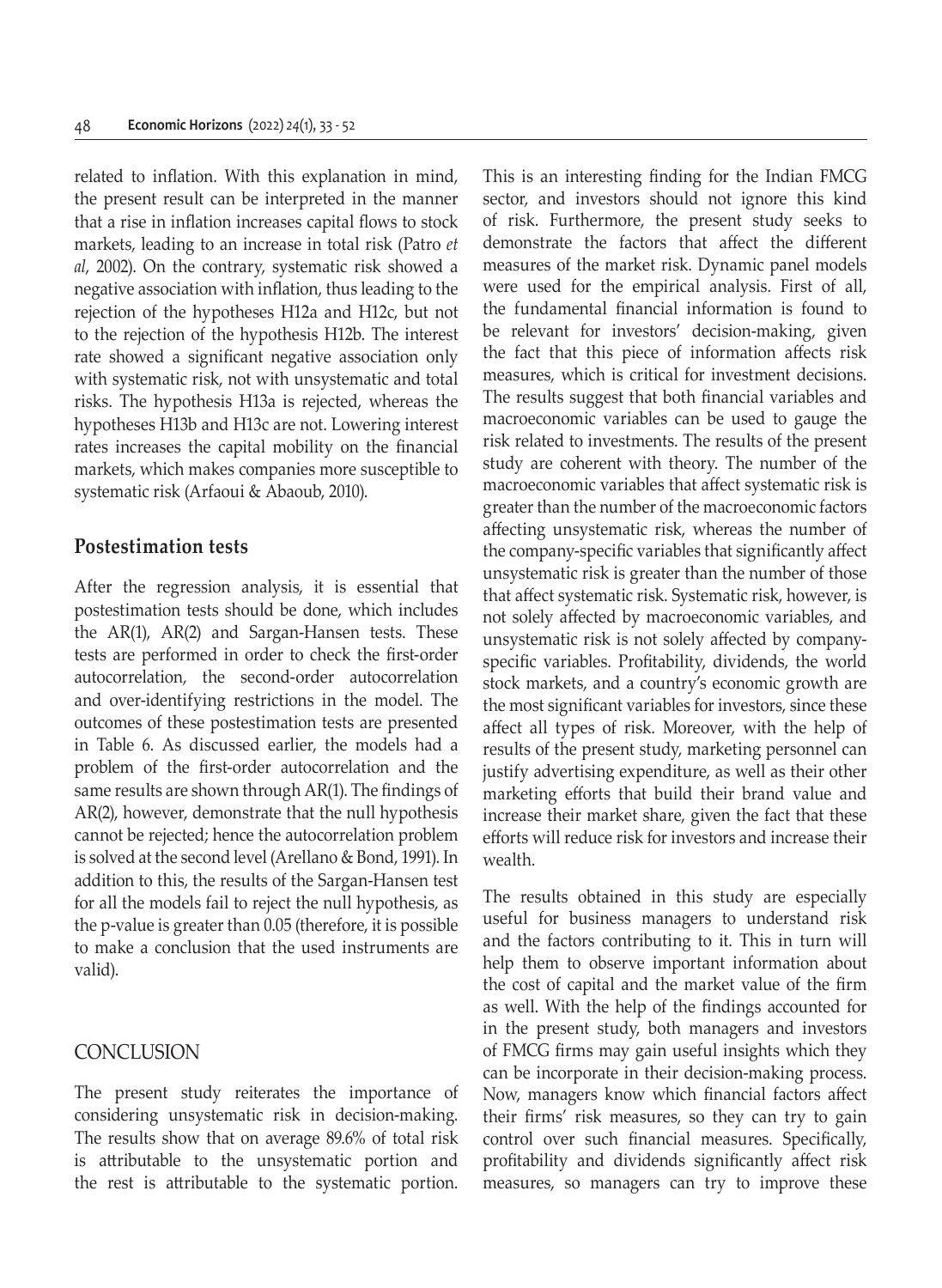related to inflation. With this explanation in mind, the present result can be interpreted in the manner that a rise in inflation increases capital flows to stock markets, leading to an increase in total risk (Patro *et al*, 2002). On the contrary, systematic risk showed a negative association with inflation, thus leading to the rejection of the hypotheses H12a and H12c, but not to the rejection of the hypothesis H12b. The interest rate showed a significant negative association only with systematic risk, not with unsystematic and total risks. The hypothesis H13a is rejected, whereas the hypotheses H13b and H13c are not. Lowering interest rates increases the capital mobility on the financial markets, which makes companies more susceptible to systematic risk (Arfaoui & Abaoub, 2010).

## Postestimation tests

After the regression analysis, it is essential that postestimation tests should be done, which includes the AR(1), AR(2) and Sargan-Hansen tests. These tests are performed in order to check the first-order autocorrelation, the second-order autocorrelation and over-identifying restrictions in the model. The outcomes of these postestimation tests are presented in Table 6. As discussed earlier, the models had a problem of the first-order autocorrelation and the same results are shown through AR(1). The findings of AR(2), however, demonstrate that the null hypothesis cannot be rejected; hence the autocorrelation problem is solved at the second level (Arellano & Bond, 1991). In addition to this, the results of the Sargan-Hansen test for all the models fail to reject the null hypothesis, as the p-value is greater than 0.05 (therefore, it is possible to make a conclusion that the used instruments are valid).

## CONCLUSION

The present study reiterates the importance of considering unsystematic risk in decision-making. The results show that on average 89.6% of total risk is attributable to the unsystematic portion and the rest is attributable to the systematic portion. This is an interesting finding for the Indian FMCG sector, and investors should not ignore this kind of risk. Furthermore, the present study seeks to demonstrate the factors that affect the different measures of the market risk. Dynamic panel models were used for the empirical analysis. First of all, the fundamental financial information is found to be relevant for investors' decision-making, given the fact that this piece of information affects risk measures, which is critical for investment decisions. The results suggest that both financial variables and macroeconomic variables can be used to gauge the risk related to investments. The results of the present study are coherent with theory. The number of the macroeconomic variables that affect systematic risk is greater than the number of the macroeconomic factors affecting unsystematic risk, whereas the number of the company-specific variables that significantly affect unsystematic risk is greater than the number of those that affect systematic risk. Systematic risk, however, is not solely affected by macroeconomic variables, and unsystematic risk is not solely affected by company-specific variables. Profitability, dividends, the world stock markets, and a country's economic growth are the most significant variables for investors, since these affect all types of risk. Moreover, with the help of results of the present study, marketing personnel can justify advertising expenditure, as well as their other marketing efforts that build their brand value and increase their market share, given the fact that these efforts will reduce risk for investors and increase their wealth.

The results obtained in this study are especially useful for business managers to understand risk and the factors contributing to it. This in turn will help them to observe important information about the cost of capital and the market value of the firm as well. With the help of the findings accounted for in the present study, both managers and investors of FMCG firms may gain useful insights which they can be incorporate in their decision-making process. Now, managers know which financial factors affect their firms' risk measures, so they can try to gain control over such financial measures. Specifically, profitability and dividends significantly affect risk measures, so managers can try to improve these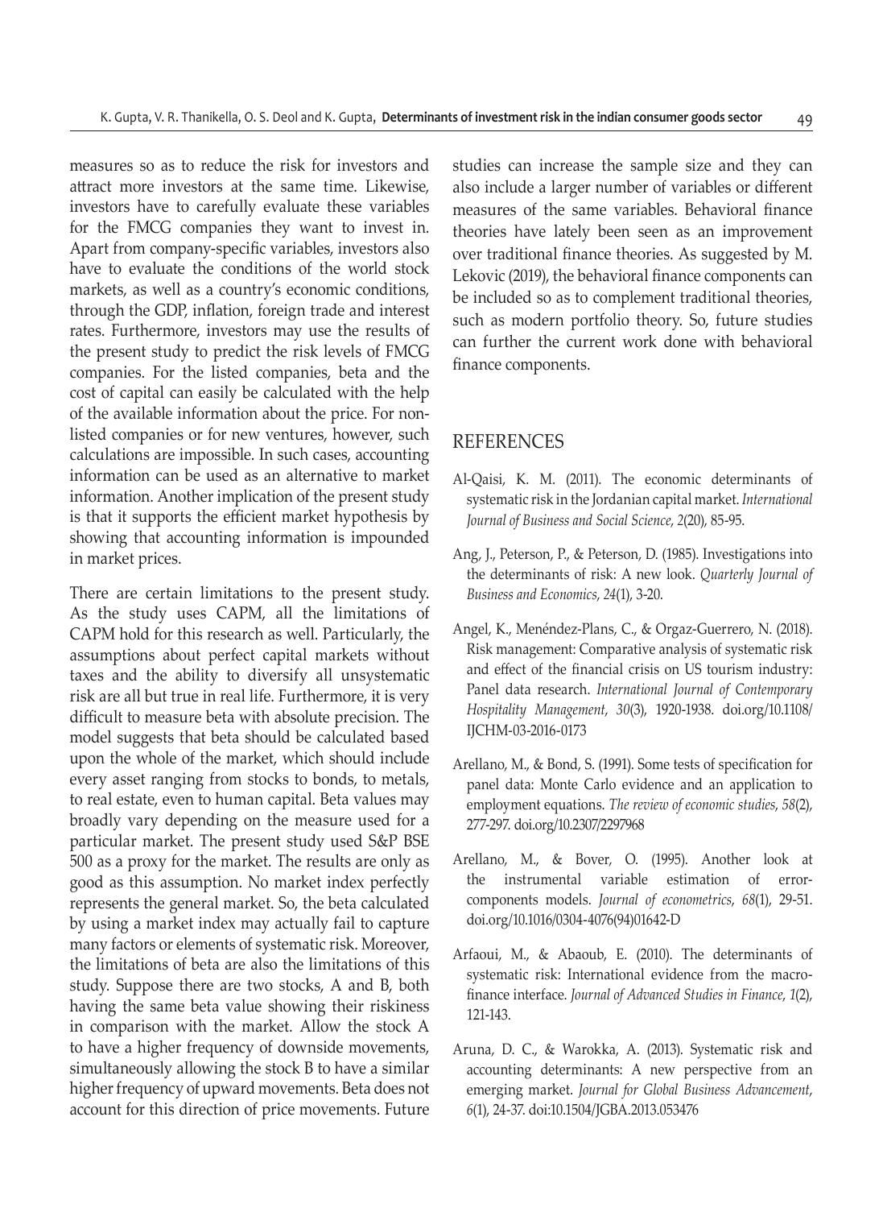measures so as to reduce the risk for investors and attract more investors at the same time. Likewise, investors have to carefully evaluate these variables for the FMCG companies they want to invest in. Apart from company-specific variables, investors also have to evaluate the conditions of the world stock markets, as well as a country's economic conditions, through the GDP, inflation, foreign trade and interest rates. Furthermore, investors may use the results of the present study to predict the risk levels of FMCG companies. For the listed companies, beta and the cost of capital can easily be calculated with the help of the available information about the price. For non-listed companies or for new ventures, however, such calculations are impossible. In such cases, accounting information can be used as an alternative to market information. Another implication of the present study is that it supports the efficient market hypothesis by showing that accounting information is impounded in market prices.

There are certain limitations to the present study. As the study uses CAPM, all the limitations of CAPM hold for this research as well. Particularly, the assumptions about perfect capital markets without taxes and the ability to diversify all unsystematic risk are all but true in real life. Furthermore, it is very difficult to measure beta with absolute precision. The model suggests that beta should be calculated based upon the whole of the market, which should include every asset ranging from stocks to bonds, to metals, to real estate, even to human capital. Beta values may broadly vary depending on the measure used for a particular market. The present study used S&P BSE 500 as a proxy for the market. The results are only as good as this assumption. No market index perfectly represents the general market. So, the beta calculated by using a market index may actually fail to capture many factors or elements of systematic risk. Moreover, the limitations of beta are also the limitations of this study. Suppose there are two stocks, A and B, both having the same beta value showing their riskiness in comparison with the market. Allow the stock A to have a higher frequency of downside movements, simultaneously allowing the stock B to have a similar higher frequency of upward movements. Beta does not account for this direction of price movements. Future studies can increase the sample size and they can also include a larger number of variables or different measures of the same variables. Behavioral finance theories have lately been seen as an improvement over traditional finance theories. As suggested by M. Lekovic (2019), the behavioral finance components can be included so as to complement traditional theories, such as modern portfolio theory. So, future studies can further the current work done with behavioral finance components.

## REFERENCES

Al-Qaisi, K. M. (2011). The economic determinants of systematic risk in the Jordanian capital market. *International Journal of Business and Social Science*, *2*(20), 85-95.

Ang, J., Peterson, P., & Peterson, D. (1985). Investigations into the determinants of risk: A new look. *Quarterly Journal of Business and Economics*, *24*(1), 3-20.

Angel, K., Menéndez-Plans, C., & Orgaz-Guerrero, N. (2018). Risk management: Comparative analysis of systematic risk and effect of the financial crisis on US tourism industry: Panel data research. *International Journal of Contemporary Hospitality Management*, *30*(3), 1920-1938. doi.org/10.1108/IJCHM-03-2016-0173

Arellano, M., & Bond, S. (1991). Some tests of specification for panel data: Monte Carlo evidence and an application to employment equations. *The review of economic studies*, *58*(2), 277-297. doi.org/10.2307/2297968

Arellano, M., & Bover, O. (1995). Another look at the instrumental variable estimation of error-components models. *Journal of econometrics*, *68*(1), 29-51. doi.org/10.1016/0304-4076(94)01642-D

Arfaoui, M., & Abaoub, E. (2010). The determinants of systematic risk: International evidence from the macro-finance interface. *Journal of Advanced Studies in Finance*, *1*(2), 121-143.

Aruna, D. C., & Warokka, A. (2013). Systematic risk and accounting determinants: A new perspective from an emerging market. *Journal for Global Business Advancement*, *6*(1), 24-37. doi:10.1504/JGBA.2013.053476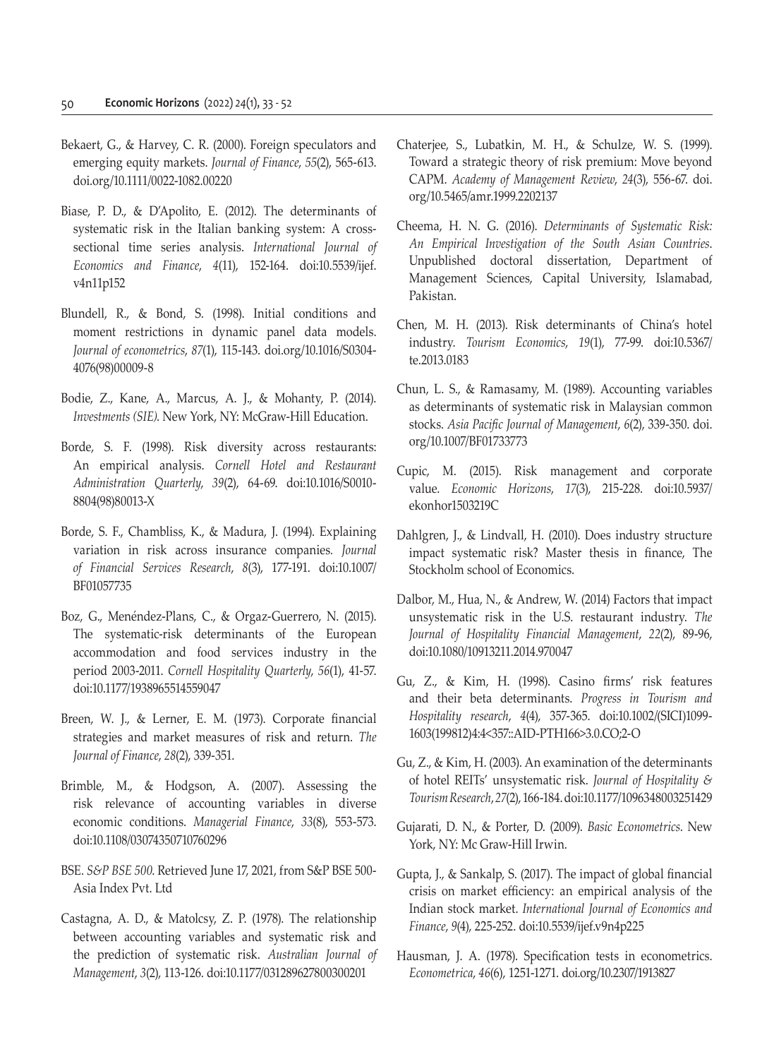Bekaert, G., & Harvey, C. R. (2000). Foreign speculators and emerging equity markets. *Journal of Finance*, *55*(2), 565-613. doi.org/10.1111/0022-1082.00220

Biase, P. D., & D'Apolito, E. (2012). The determinants of systematic risk in the Italian banking system: A cross-sectional time series analysis. *International Journal of Economics and Finance*, *4*(11), 152-164. doi:10.5539/ijef.v4n11p152

Blundell, R., & Bond, S. (1998). Initial conditions and moment restrictions in dynamic panel data models. *Journal of econometrics*, *87*(1), 115-143. doi.org/10.1016/S0304-4076(98)00009-8

Bodie, Z., Kane, A., Marcus, A. J., & Mohanty, P. (2014). *Investments (SIE)*. New York, NY: McGraw-Hill Education.

Borde, S. F. (1998). Risk diversity across restaurants: An empirical analysis. *Cornell Hotel and Restaurant Administration Quarterly*, *39*(2), 64-69. doi:10.1016/S0010-8804(98)80013-X

Borde, S. F., Chambliss, K., & Madura, J. (1994). Explaining variation in risk across insurance companies. *Journal of Financial Services Research*, *8*(3), 177-191. doi:10.1007/BF01057735

Boz, G., Menéndez-Plans, C., & Orgaz-Guerrero, N. (2015). The systematic-risk determinants of the European accommodation and food services industry in the period 2003-2011. *Cornell Hospitality Quarterly*, *56*(1), 41-57. doi:10.1177/1938965514559047

Breen, W. J., & Lerner, E. M. (1973). Corporate financial strategies and market measures of risk and return. *The Journal of Finance*, *28*(2), 339-351.

Brimble, M., & Hodgson, A. (2007). Assessing the risk relevance of accounting variables in diverse economic conditions. *Managerial Finance*, *33*(8), 553-573. doi:10.1108/03074350710760296

BSE. *S&P BSE 500*. Retrieved June 17, 2021, from S&P BSE 500- Asia Index Pvt. Ltd

Castagna, A. D., & Matolcsy, Z. P. (1978). The relationship between accounting variables and systematic risk and the prediction of systematic risk. *Australian Journal of Management*, *3*(2), 113-126. doi:10.1177/031289627800300201

Chaterjee, S., Lubatkin, M. H., & Schulze, W. S. (1999). Toward a strategic theory of risk premium: Move beyond CAPM. *Academy of Management Review*, *24*(3), 556-67. doi.org/10.5465/amr.1999.2202137

Cheema, H. N. G. (2016). *Determinants of Systematic Risk: An Empirical Investigation of the South Asian Countries*. Unpublished doctoral dissertation, Department of Management Sciences, Capital University, Islamabad, Pakistan.

Chen, M. H. (2013). Risk determinants of China's hotel industry. *Tourism Economics*, *19*(1), 77-99. doi:10.5367/te.2013.0183

Chun, L. S., & Ramasamy, M. (1989). Accounting variables as determinants of systematic risk in Malaysian common stocks. *Asia Pacific Journal of Management*, *6*(2), 339-350. doi.org/10.1007/BF01733773

Cupic, M. (2015). Risk management and corporate value. *Economic Horizons*, *17*(3), 215-228. doi:10.5937/ekonhor1503219C

Dahlgren, J., & Lindvall, H. (2010). Does industry structure impact systematic risk? Master thesis in finance, The Stockholm school of Economics.

Dalbor, M., Hua, N., & Andrew, W. (2014) Factors that impact unsystematic risk in the U.S. restaurant industry. *The Journal of Hospitality Financial Management*, *22*(2), 89-96, doi:10.1080/10913211.2014.970047

Gu, Z., & Kim, H. (1998). Casino firms' risk features and their beta determinants. *Progress in Tourism and Hospitality research*, *4*(4), 357-365. doi:10.1002/(SICI)1099-1603(199812)4:4<357::AID-PTH166>3.0.CO;2-O

Gu, Z., & Kim, H. (2003). An examination of the determinants of hotel REITs' unsystematic risk. *Journal of Hospitality & Tourism Research*, *27*(2), 166-184. doi:10.1177/1096348003251429

Gujarati, D. N., & Porter, D. (2009). *Basic Econometrics*. New York, NY: Mc Graw-Hill Irwin.

Gupta, J., & Sankalp, S. (2017). The impact of global financial crisis on market efficiency: an empirical analysis of the Indian stock market. *International Journal of Economics and Finance*, *9*(4), 225-252. doi:10.5539/ijef.v9n4p225

Hausman, J. A. (1978). Specification tests in econometrics. *Econometrica*, *46*(6), 1251-1271. doi.org/10.2307/1913827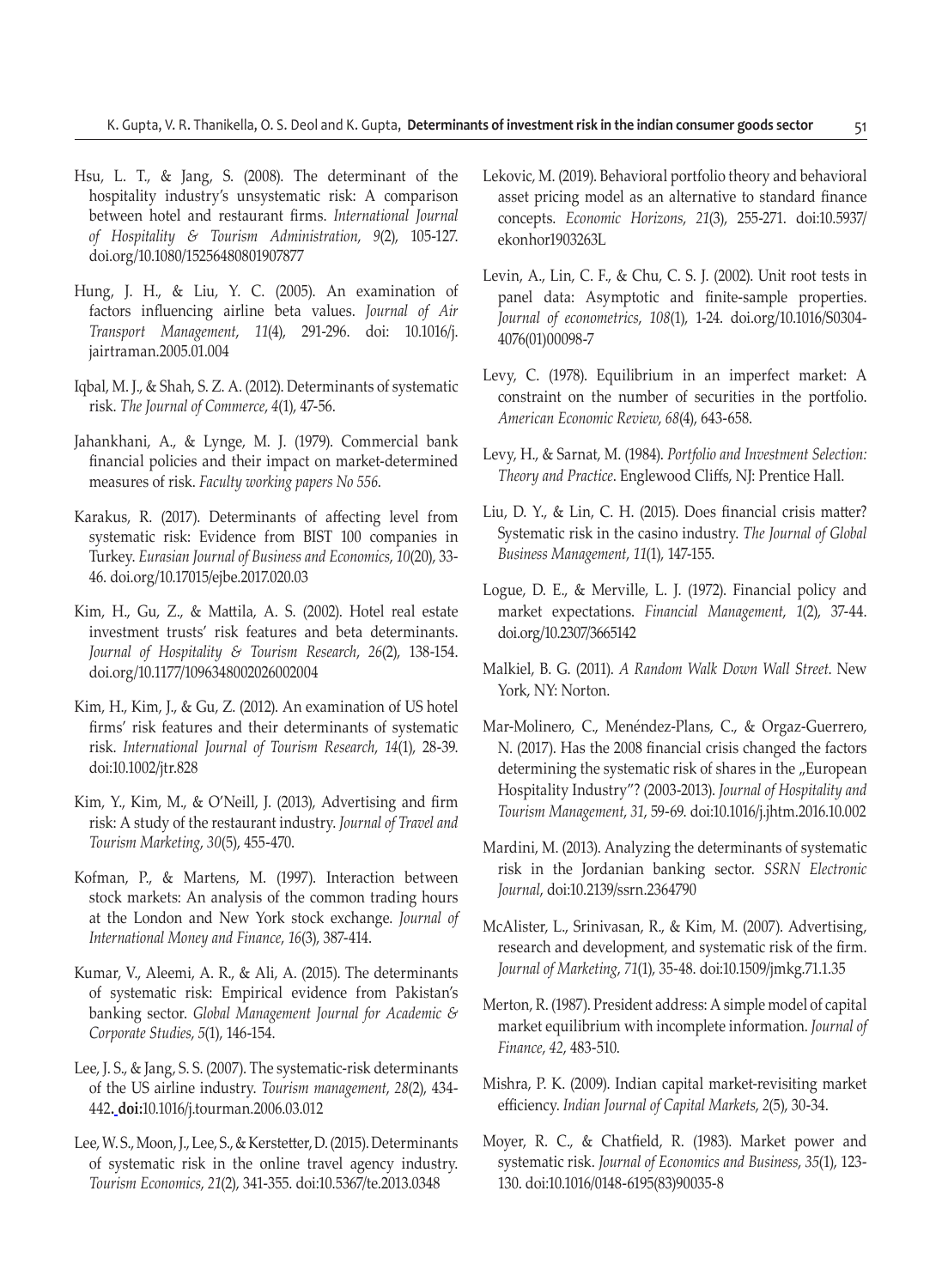Hsu, L. T., & Jang, S. (2008). The determinant of the hospitality industry's unsystematic risk: A comparison between hotel and restaurant firms. *International Journal of Hospitality & Tourism Administration*, *9*(2), 105-127. doi.org/10.1080/15256480801907877

Hung, J. H., & Liu, Y. C. (2005). An examination of factors influencing airline beta values. *Journal of Air Transport Management*, *11*(4), 291-296. doi: 10.1016/j.jairtraman.2005.01.004

Iqbal, M. J., & Shah, S. Z. A. (2012). Determinants of systematic risk. *The Journal of Commerce*, *4*(1), 47-56.

Jahankhani, A., & Lynge, M. J. (1979). Commercial bank financial policies and their impact on market-determined measures of risk. *Faculty working papers No 556*.

Karakus, R. (2017). Determinants of affecting level from systematic risk: Evidence from BIST 100 companies in Turkey. *Eurasian Journal of Business and Economics*, *10*(20), 33-46. doi.org/10.17015/ejbe.2017.020.03

Kim, H., Gu, Z., & Mattila, A. S. (2002). Hotel real estate investment trusts' risk features and beta determinants. *Journal of Hospitality & Tourism Research*, *26*(2), 138-154. doi.org/10.1177/1096348002026002004

Kim, H., Kim, J., & Gu, Z. (2012). An examination of US hotel firms' risk features and their determinants of systematic risk. *International Journal of Tourism Research*, *14*(1), 28-39. doi:10.1002/jtr.828

Kim, Y., Kim, M., & O'Neill, J. (2013), Advertising and firm risk: A study of the restaurant industry. *Journal of Travel and Tourism Marketing*, *30*(5), 455-470.

Kofman, P., & Martens, M. (1997). Interaction between stock markets: An analysis of the common trading hours at the London and New York stock exchange. *Journal of International Money and Finance*, *16*(3), 387-414.

Kumar, V., Aleemi, A. R., & Ali, A. (2015). The determinants of systematic risk: Empirical evidence from Pakistan's banking sector. *Global Management Journal for Academic & Corporate Studies*, *5*(1), 146-154.

Lee, J. S., & Jang, S. S. (2007). The systematic-risk determinants of the US airline industry. *Tourism management*, *28*(2), 434-442. **doi:**10.1016/j.tourman.2006.03.012

Lee, W. S., Moon, J., Lee, S., & Kerstetter, D. (2015). Determinants of systematic risk in the online travel agency industry. *Tourism Economics*, *21*(2), 341-355. doi:10.5367/te.2013.0348

Lekovic, M. (2019). Behavioral portfolio theory and behavioral asset pricing model as an alternative to standard finance concepts. *Economic Horizons*, *21*(3), 255-271. doi:10.5937/ekonhor1903263L

Levin, A., Lin, C. F., & Chu, C. S. J. (2002). Unit root tests in panel data: Asymptotic and finite-sample properties. *Journal of econometrics*, *108*(1), 1-24. doi.org/10.1016/S0304-4076(01)00098-7

Levy, C. (1978). Equilibrium in an imperfect market: A constraint on the number of securities in the portfolio. *American Economic Review*, *68*(4), 643-658.

Levy, H., & Sarnat, M. (1984). *Portfolio and Investment Selection: Theory and Practice*. Englewood Cliffs, NJ: Prentice Hall.

Liu, D. Y., & Lin, C. H. (2015). Does financial crisis matter? Systematic risk in the casino industry. *The Journal of Global Business Management*, *11*(1), 147-155.

Logue, D. E., & Merville, L. J. (1972). Financial policy and market expectations. *Financial Management*, *1*(2), 37-44. doi.org/10.2307/3665142

Malkiel, B. G. (2011). *A Random Walk Down Wall Street*. New York, NY: Norton.

Mar-Molinero, C., Menéndez-Plans, C., & Orgaz-Guerrero, N. (2017). Has the 2008 financial crisis changed the factors determining the systematic risk of shares in the „European Hospitality Industry"? (2003-2013). *Journal of Hospitality and Tourism Management*, *31*, 59-69. doi:10.1016/j.jhtm.2016.10.002

Mardini, M. (2013). Analyzing the determinants of systematic risk in the Jordanian banking sector. *SSRN Electronic Journal*, doi:10.2139/ssrn.2364790

McAlister, L., Srinivasan, R., & Kim, M. (2007). Advertising, research and development, and systematic risk of the firm. *Journal of Marketing*, *71*(1), 35-48. doi:10.1509/jmkg.71.1.35

Merton, R. (1987). President address: A simple model of capital market equilibrium with incomplete information. *Journal of Finance*, *42*, 483-510.

Mishra, P. K. (2009). Indian capital market-revisiting market efficiency. *Indian Journal of Capital Markets*, *2*(5), 30-34.

Moyer, R. C., & Chatfield, R. (1983). Market power and systematic risk. *Journal of Economics and Business*, *35*(1), 123-130. doi:10.1016/0148-6195(83)90035-8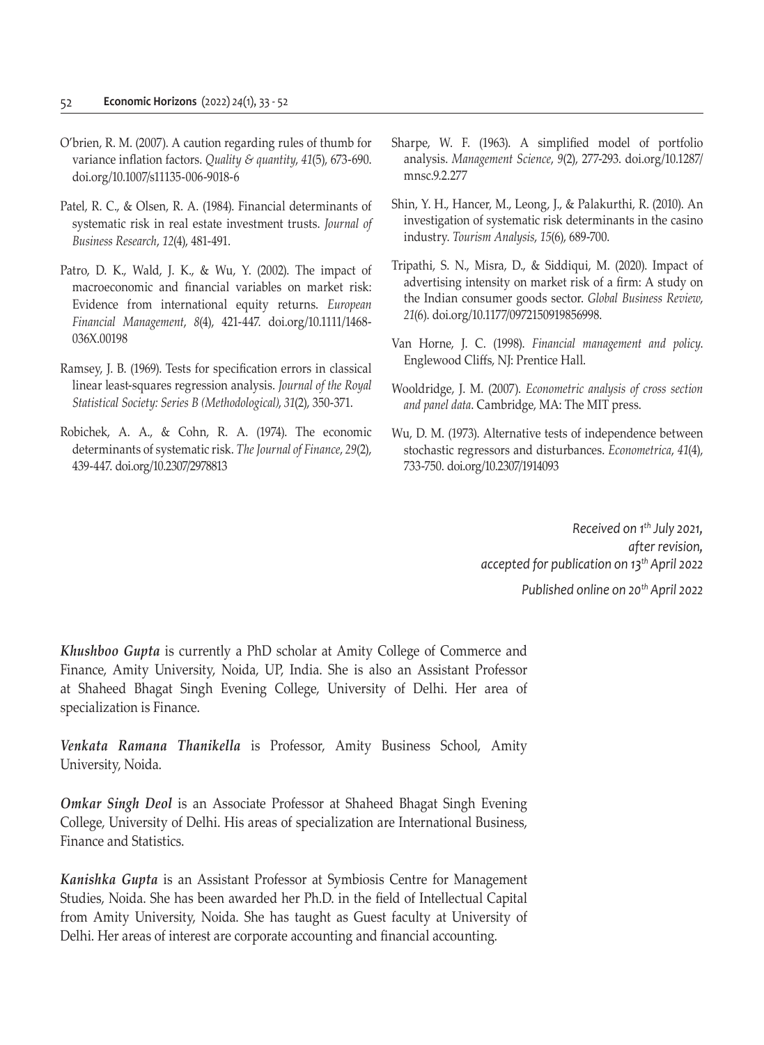O'brien, R. M. (2007). A caution regarding rules of thumb for variance inflation factors. *Quality & quantity*, *41*(5), 673-690. doi.org/10.1007/s11135-006-9018-6

Patel, R. C., & Olsen, R. A. (1984). Financial determinants of systematic risk in real estate investment trusts. *Journal of Business Research*, *12*(4), 481-491.

Patro, D. K., Wald, J. K., & Wu, Y. (2002). The impact of macroeconomic and financial variables on market risk: Evidence from international equity returns. *European Financial Management*, *8*(4), 421-447. doi.org/10.1111/1468-036X.00198

Ramsey, J. B. (1969). Tests for specification errors in classical linear least-squares regression analysis. *Journal of the Royal Statistical Society: Series B (Methodological)*, *31*(2), 350-371.

Robichek, A. A., & Cohn, R. A. (1974). The economic determinants of systematic risk. *The Journal of Finance*, *29*(2), 439-447. doi.org/10.2307/2978813

Sharpe, W. F. (1963). A simplified model of portfolio analysis. *Management Science*, *9*(2), 277-293. doi.org/10.1287/mnsc.9.2.277

Shin, Y. H., Hancer, M., Leong, J., & Palakurthi, R. (2010). An investigation of systematic risk determinants in the casino industry. *Tourism Analysis*, *15*(6), 689-700.

Tripathi, S. N., Misra, D., & Siddiqui, M. (2020). Impact of advertising intensity on market risk of a firm: A study on the Indian consumer goods sector. *Global Business Review*, *21*(6). doi.org/10.1177/0972150919856998.

Van Horne, J. C. (1998). *Financial management and policy*. Englewood Cliffs, NJ: Prentice Hall.

Wooldridge, J. M. (2007). *Econometric analysis of cross section and panel data*. Cambridge, MA: The MIT press.

Wu, D. M. (1973). Alternative tests of independence between stochastic regressors and disturbances. *Econometrica*, *41*(4), 733-750. doi.org/10.2307/1914093

*Received on 1th July 2021, after revision, accepted for publication on 13th April 2022*

*Published online on 20th April 2022*

***Khushboo Gupta*** is currently a PhD scholar at Amity College of Commerce and Finance, Amity University, Noida, UP, India. She is also an Assistant Professor at Shaheed Bhagat Singh Evening College, University of Delhi. Her area of specialization is Finance.

***Venkata Ramana Thanikella*** is Professor, Amity Business School, Amity University, Noida.

***Omkar Singh Deol*** is an Associate Professor at Shaheed Bhagat Singh Evening College, University of Delhi. His areas of specialization are International Business, Finance and Statistics.

***Kanishka Gupta*** is an Assistant Professor at Symbiosis Centre for Management Studies, Noida. She has been awarded her Ph.D. in the field of Intellectual Capital from Amity University, Noida. She has taught as Guest faculty at University of Delhi. Her areas of interest are corporate accounting and financial accounting.